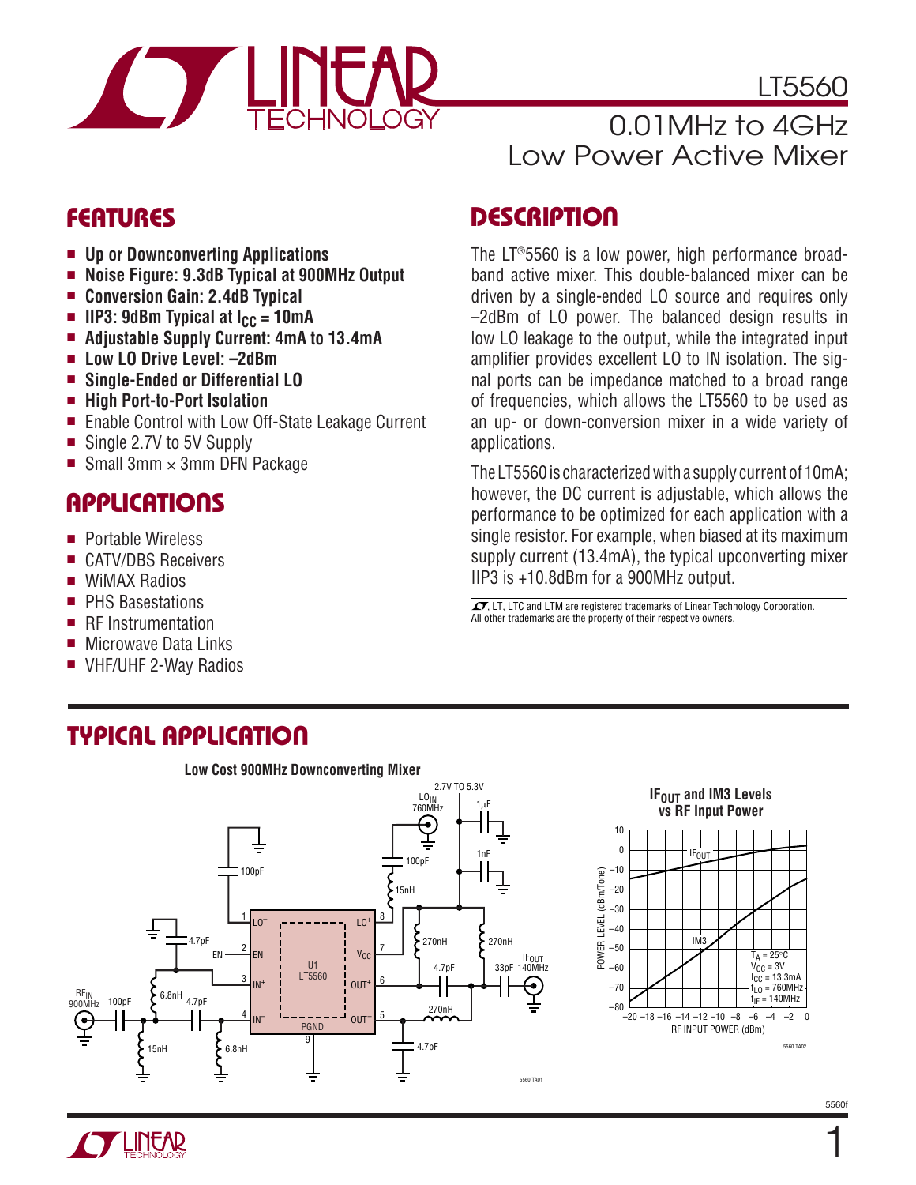# LT5560

## 0.01MHz to 4GHz Low Power Active Mixer

## FEATURES

- **Up or Downconverting Applications**
- **Noise Figure: 9.3dB Typical at 900MHz Output**
- **Conversion Gain: 2.4dB Typical**
- **IIP3: 9dBm Typical at $I_{CC}$ = 10mA**
- **Adjustable Supply Current: 4mA to 13.4mA**
- **Low LO Drive Level: –2dBm**
- **Single-Ended or Differential LO**
- **High Port-to-Port Isolation**
- Enable Control with Low Off-State Leakage Current
- Single 2.7V to 5V Supply
- Small 3mm × 3mm DFN Package

## APPLICATIONS

- Portable Wireless
- CATV/DBS Receivers
- WiMAX Radios
- PHS Basestations
- RF Instrumentation
- Microwave Data Links
- VHF/UHF 2-Way Radios

## DESCRIPTION

The LT®5560 is a low power, high performance broadband active mixer. This double-balanced mixer can be driven by a single-ended LO source and requires only –2dBm of LO power. The balanced design results in low LO leakage to the output, while the integrated input amplifier provides excellent LO to IN isolation. The signal ports can be impedance matched to a broad range of frequencies, which allows the LT5560 to be used as an up- or down-conversion mixer in a wide variety of applications.

The LT5560 is characterized with a supply current of 10mA; however, the DC current is adjustable, which allows the performance to be optimized for each application with a single resistor. For example, when biased at its maximum supply current (13.4mA), the typical upconverting mixer IIP3 is +10.8dBm for a 900MHz output.

LT, LTC and LTM are registered trademarks of Linear Technology Corporation. All other trademarks are the property of their respective owners.

## TYPICAL APPLICATION

**Low Cost 900MHz Downconverting Mixer**

**$IF_{OUT}$ and IM3 Levels vs RF Input Power**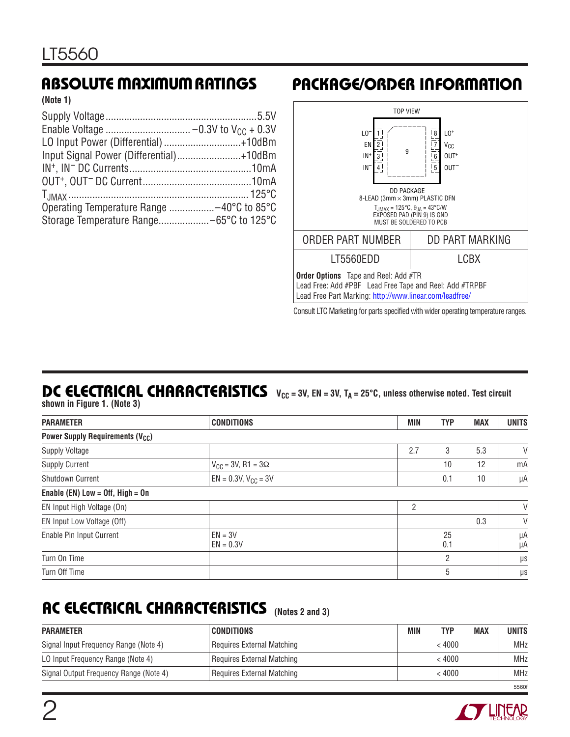## ABSOLUTE MAXIMUM RATINGS

**(Note 1)**

Supply Voltage ........................................................ 5.5V
Enable Voltage ................................ −0.3V to $V_{CC}$ + 0.3V
LO Input Power (Differential) ............................ +10dBm
Input Signal Power (Differential)....................... +10dBm
$IN^+$, $IN^-$ DC Currents............................................. 10mA
$OUT^+$, $OUT^-$ DC Current........................................ 10mA
$T_{JMAX}$ .................................................................. 125°C
Operating Temperature Range ................ −40°C to 85°C
Storage Temperature Range.................. −65°C to 125°C

## PACKAGE/ORDER INFORMATION

TOP VIEW

| Pin | Name | | Pin | Name |
|---|---|---|---|---|
| 1 | $LO^-$ | | 8 | $LO^+$ |
| 2 | EN | | 7 | $V_{CC}$ |
| 3 | $IN^+$ | | 6 | $OUT^+$ |
| 4 | $IN^-$ | | 5 | $OUT^-$ |

Exposed pad: 9

DD PACKAGE
8-LEAD (3mm × 3mm) PLASTIC DFN
$T_{JMAX}$ = 125°C, $\theta_{JA}$ = 43°C/W
EXPOSED PAD (PIN 9) IS GND
MUST BE SOLDERED TO PCB

| ORDER PART NUMBER | DD PART MARKING |
|---|---|
| LT5560EDD | LCBX |

**Order Options** Tape and Reel: Add #TR
Lead Free: Add #PBF Lead Free Tape and Reel: Add #TRPBF
Lead Free Part Marking: http://www.linear.com/leadfree/

Consult LTC Marketing for parts specified with wider operating temperature ranges.

## DC ELECTRICAL CHARACTERISTICS

**$V_{CC}$ = 3V, EN = 3V, $T_A$ = 25°C, unless otherwise noted. Test circuit shown in Figure 1. (Note 3)**

| PARAMETER | CONDITIONS | MIN | TYP | MAX | UNITS |
|---|---|---|---|---|---|
| **Power Supply Requirements ($V_{CC}$)** | | | | | |
| Supply Voltage | | 2.7 | 3 | 5.3 | V |
| Supply Current | $V_{CC}$ = 3V, R1 = 3Ω | | 10 | 12 | mA |
| Shutdown Current | EN = 0.3V, $V_{CC}$ = 3V | | 0.1 | 10 | µA |
| **Enable (EN) Low = Off, High = On** | | | | | |
| EN Input High Voltage (On) | | 2 | | | V |
| EN Input Low Voltage (Off) | | | | 0.3 | V |
| Enable Pin Input Current | EN = 3V<br>EN = 0.3V | | 25<br>0.1 | | µA<br>µA |
| Turn On Time | | | 2 | | µs |
| Turn Off Time | | | 5 | | µs |

## AC ELECTRICAL CHARACTERISTICS (Notes 2 and 3)

| PARAMETER | CONDITIONS | MIN | TYP | MAX | UNITS |
|---|---|---|---|---|---|
| Signal Input Frequency Range (Note 4) | Requires External Matching | | < 4000 | | MHz |
| LO Input Frequency Range (Note 4) | Requires External Matching | | < 4000 | | MHz |
| Signal Output Frequency Range (Note 4) | Requires External Matching | | < 4000 | | MHz |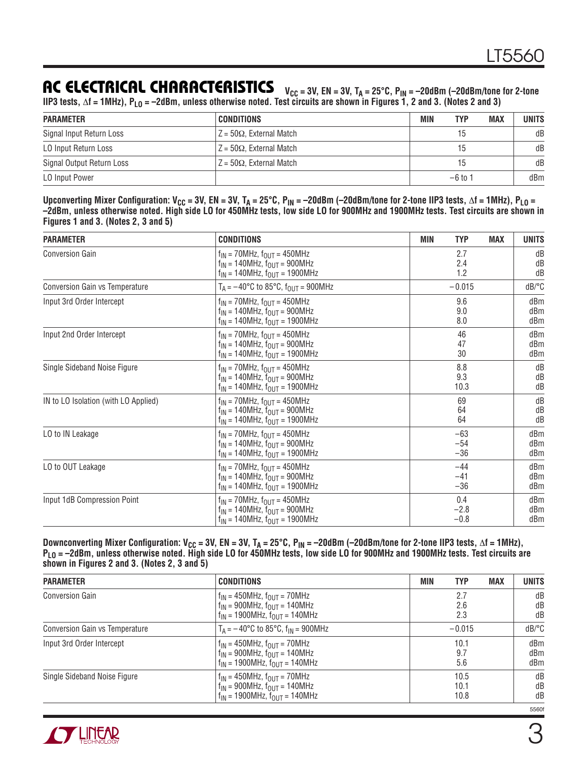## AC ELECTRICAL CHARACTERISTICS

$V_{CC}$ = 3V, EN = 3V, $T_A$ = 25°C, $P_{IN}$ = –20dBm (–20dBm/tone for 2-tone IIP3 tests, Δf = 1MHz), $P_{LO}$ = –2dBm, unless otherwise noted. Test circuits are shown in Figures 1, 2 and 3. (Notes 2 and 3)

| PARAMETER | CONDITIONS | MIN | TYP | MAX | UNITS |
|---|---|---|---|---|---|
| Signal Input Return Loss | Z = 50Ω, External Match | | 15 | | dB |
| LO Input Return Loss | Z = 50Ω, External Match | | 15 | | dB |
| Signal Output Return Loss | Z = 50Ω, External Match | | 15 | | dB |
| LO Input Power | | | –6 to 1 | | dBm |

**Upconverting Mixer Configuration: $V_{CC}$ = 3V, EN = 3V, $T_A$ = 25°C, $P_{IN}$ = –20dBm (–20dBm/tone for 2-tone IIP3 tests, Δf = 1MHz), $P_{LO}$ = –2dBm, unless otherwise noted. High side LO for 450MHz tests, low side LO for 900MHz and 1900MHz tests. Test circuits are shown in Figures 1 and 3. (Notes 2, 3 and 5)**

| PARAMETER | CONDITIONS | MIN | TYP | MAX | UNITS |
|---|---|---|---|---|---|
| Conversion Gain | $f_{IN}$ = 70MHz, $f_{OUT}$ = 450MHz<br>$f_{IN}$ = 140MHz, $f_{OUT}$ = 900MHz<br>$f_{IN}$ = 140MHz, $f_{OUT}$ = 1900MHz | | 2.7<br>2.4<br>1.2 | | dB<br>dB<br>dB |
| Conversion Gain vs Temperature | $T_A$ = –40°C to 85°C, $f_{OUT}$ = 900MHz | | –0.015 | | dB/°C |
| Input 3rd Order Intercept | $f_{IN}$ = 70MHz, $f_{OUT}$ = 450MHz<br>$f_{IN}$ = 140MHz, $f_{OUT}$ = 900MHz<br>$f_{IN}$ = 140MHz, $f_{OUT}$ = 1900MHz | | 9.6<br>9.0<br>8.0 | | dBm<br>dBm<br>dBm |
| Input 2nd Order Intercept | $f_{IN}$ = 70MHz, $f_{OUT}$ = 450MHz<br>$f_{IN}$ = 140MHz, $f_{OUT}$ = 900MHz<br>$f_{IN}$ = 140MHz, $f_{OUT}$ = 1900MHz | | 46<br>47<br>30 | | dBm<br>dBm<br>dBm |
| Single Sideband Noise Figure | $f_{IN}$ = 70MHz, $f_{OUT}$ = 450MHz<br>$f_{IN}$ = 140MHz, $f_{OUT}$ = 900MHz<br>$f_{IN}$ = 140MHz, $f_{OUT}$ = 1900MHz | | 8.8<br>9.3<br>10.3 | | dB<br>dB<br>dB |
| IN to LO Isolation (with LO Applied) | $f_{IN}$ = 70MHz, $f_{OUT}$ = 450MHz<br>$f_{IN}$ = 140MHz, $f_{OUT}$ = 900MHz<br>$f_{IN}$ = 140MHz, $f_{OUT}$ = 1900MHz | | 69<br>64<br>64 | | dB<br>dB<br>dB |
| LO to IN Leakage | $f_{IN}$ = 70MHz, $f_{OUT}$ = 450MHz<br>$f_{IN}$ = 140MHz, $f_{OUT}$ = 900MHz<br>$f_{IN}$ = 140MHz, $f_{OUT}$ = 1900MHz | | –63<br>–54<br>–36 | | dBm<br>dBm<br>dBm |
| LO to OUT Leakage | $f_{IN}$ = 70MHz, $f_{OUT}$ = 450MHz<br>$f_{IN}$ = 140MHz, $f_{OUT}$ = 900MHz<br>$f_{IN}$ = 140MHz, $f_{OUT}$ = 1900MHz | | –44<br>–41<br>–36 | | dBm<br>dBm<br>dBm |
| Input 1dB Compression Point | $f_{IN}$ = 70MHz, $f_{OUT}$ = 450MHz<br>$f_{IN}$ = 140MHz, $f_{OUT}$ = 900MHz<br>$f_{IN}$ = 140MHz, $f_{OUT}$ = 1900MHz | | 0.4<br>–2.8<br>–0.8 | | dBm<br>dBm<br>dBm |

**Downconverting Mixer Configuration: $V_{CC}$ = 3V, EN = 3V, $T_A$ = 25°C, $P_{IN}$ = –20dBm (–20dBm/tone for 2-tone IIP3 tests, Δf = 1MHz), $P_{LO}$ = –2dBm, unless otherwise noted. High side LO for 450MHz tests, low side LO for 900MHz and 1900MHz tests. Test circuits are shown in Figures 2 and 3. (Notes 2, 3 and 5)**

| PARAMETER | CONDITIONS | MIN | TYP | MAX | UNITS |
|---|---|---|---|---|---|
| Conversion Gain | $f_{IN}$ = 450MHz, $f_{OUT}$ = 70MHz<br>$f_{IN}$ = 900MHz, $f_{OUT}$ = 140MHz<br>$f_{IN}$ = 1900MHz, $f_{OUT}$ = 140MHz | | 2.7<br>2.6<br>2.3 | | dB<br>dB<br>dB |
| Conversion Gain vs Temperature | $T_A$ = –40°C to 85°C, $f_{IN}$ = 900MHz | | –0.015 | | dB/°C |
| Input 3rd Order Intercept | $f_{IN}$ = 450MHz, $f_{OUT}$ = 70MHz<br>$f_{IN}$ = 900MHz, $f_{OUT}$ = 140MHz<br>$f_{IN}$ = 1900MHz, $f_{OUT}$ = 140MHz | | 10.1<br>9.7<br>5.6 | | dBm<br>dBm<br>dBm |
| Single Sideband Noise Figure | $f_{IN}$ = 450MHz, $f_{OUT}$ = 70MHz<br>$f_{IN}$ = 900MHz, $f_{OUT}$ = 140MHz<br>$f_{IN}$ = 1900MHz, $f_{OUT}$ = 140MHz | | 10.5<br>10.1<br>10.8 | | dB<br>dB<br>dB |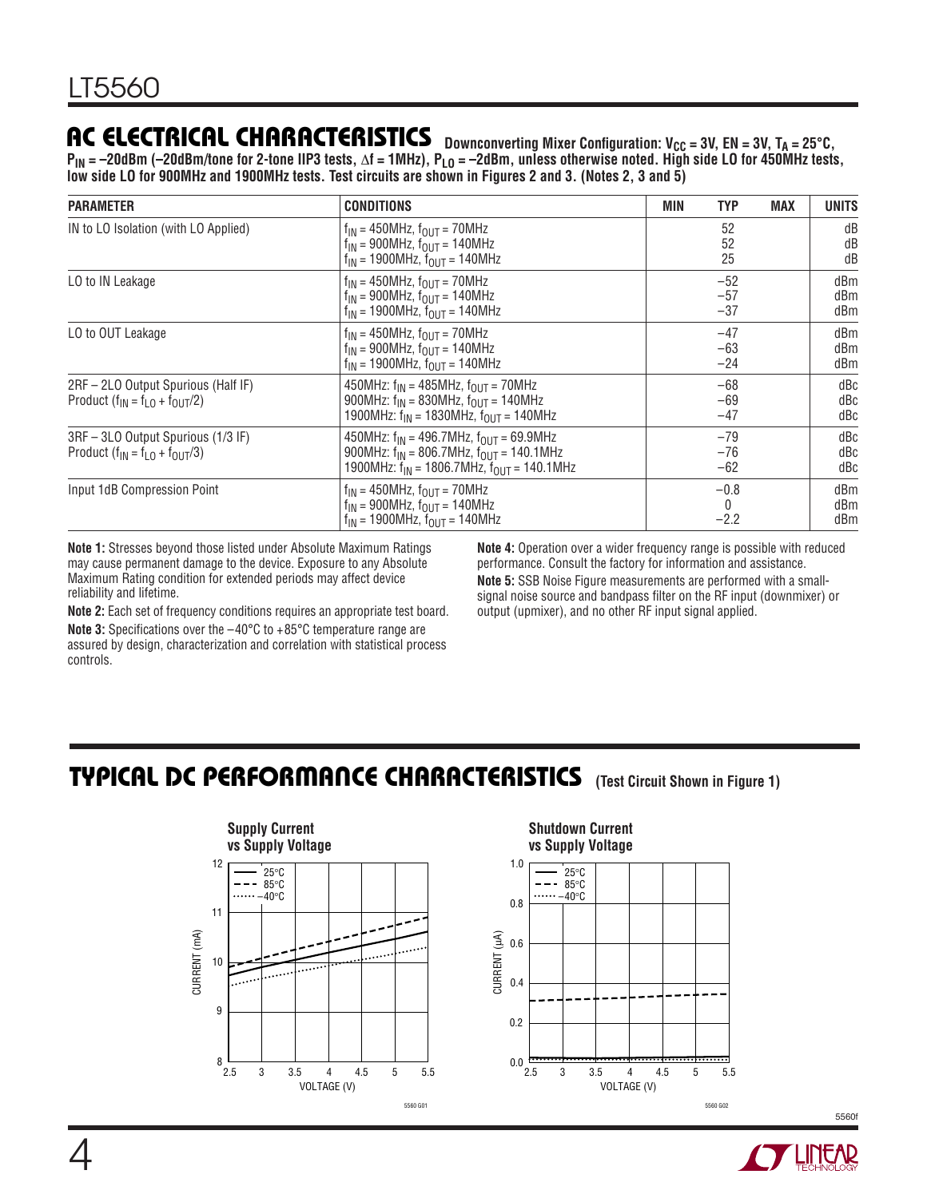## AC ELECTRICAL CHARACTERISTICS

Downconverting Mixer Configuration: $V_{CC}$ = 3V, EN = 3V, $T_A$ = 25°C, $P_{IN}$ = –20dBm (–20dBm/tone for 2-tone IIP3 tests, Δf = 1MHz), $P_{LO}$ = –2dBm, unless otherwise noted. High side LO for 450MHz tests, low side LO for 900MHz and 1900MHz tests. Test circuits are shown in Figures 2 and 3. (Notes 2, 3 and 5)

| PARAMETER | CONDITIONS | MIN | TYP | MAX | UNITS |
|---|---|---|---|---|---|
| IN to LO Isolation (with LO Applied) | $f_{IN}$ = 450MHz, $f_{OUT}$ = 70MHz<br>$f_{IN}$ = 900MHz, $f_{OUT}$ = 140MHz<br>$f_{IN}$ = 1900MHz, $f_{OUT}$ = 140MHz | | 52<br>52<br>25 | | dB<br>dB<br>dB |
| LO to IN Leakage | $f_{IN}$ = 450MHz, $f_{OUT}$ = 70MHz<br>$f_{IN}$ = 900MHz, $f_{OUT}$ = 140MHz<br>$f_{IN}$ = 1900MHz, $f_{OUT}$ = 140MHz | | –52<br>–57<br>–37 | | dBm<br>dBm<br>dBm |
| LO to OUT Leakage | $f_{IN}$ = 450MHz, $f_{OUT}$ = 70MHz<br>$f_{IN}$ = 900MHz, $f_{OUT}$ = 140MHz<br>$f_{IN}$ = 1900MHz, $f_{OUT}$ = 140MHz | | –47<br>–63<br>–24 | | dBm<br>dBm<br>dBm |
| 2RF – 2LO Output Spurious (Half IF) Product ($f_{IN} = f_{LO} + f_{OUT}/2$) | 450MHz: $f_{IN}$ = 485MHz, $f_{OUT}$ = 70MHz<br>900MHz: $f_{IN}$ = 830MHz, $f_{OUT}$ = 140MHz<br>1900MHz: $f_{IN}$ = 1830MHz, $f_{OUT}$ = 140MHz | | –68<br>–69<br>–47 | | dBc<br>dBc<br>dBc |
| 3RF – 3LO Output Spurious (1/3 IF) Product ($f_{IN} = f_{LO} + f_{OUT}/3$) | 450MHz: $f_{IN}$ = 496.7MHz, $f_{OUT}$ = 69.9MHz<br>900MHz: $f_{IN}$ = 806.7MHz, $f_{OUT}$ = 140.1MHz<br>1900MHz: $f_{IN}$ = 1806.7MHz, $f_{OUT}$ = 140.1MHz | | –79<br>–76<br>–62 | | dBc<br>dBc<br>dBc |
| Input 1dB Compression Point | $f_{IN}$ = 450MHz, $f_{OUT}$ = 70MHz<br>$f_{IN}$ = 900MHz, $f_{OUT}$ = 140MHz<br>$f_{IN}$ = 1900MHz, $f_{OUT}$ = 140MHz | | –0.8<br>0<br>–2.2 | | dBm<br>dBm<br>dBm |

**Note 1:** Stresses beyond those listed under Absolute Maximum Ratings may cause permanent damage to the device. Exposure to any Absolute Maximum Rating condition for extended periods may affect device reliability and lifetime.

**Note 2:** Each set of frequency conditions requires an appropriate test board.

**Note 3:** Specifications over the –40°C to +85°C temperature range are assured by design, characterization and correlation with statistical process controls.

**Note 4:** Operation over a wider frequency range is possible with reduced performance. Consult the factory for information and assistance.

**Note 5:** SSB Noise Figure measurements are performed with a small-signal noise source and bandpass filter on the RF input (downmixer) or output (upmixer), and no other RF input signal applied.

## TYPICAL DC PERFORMANCE CHARACTERISTICS

(Test Circuit Shown in Figure 1)

**Supply Current vs Supply Voltage**

**Shutdown Current vs Supply Voltage**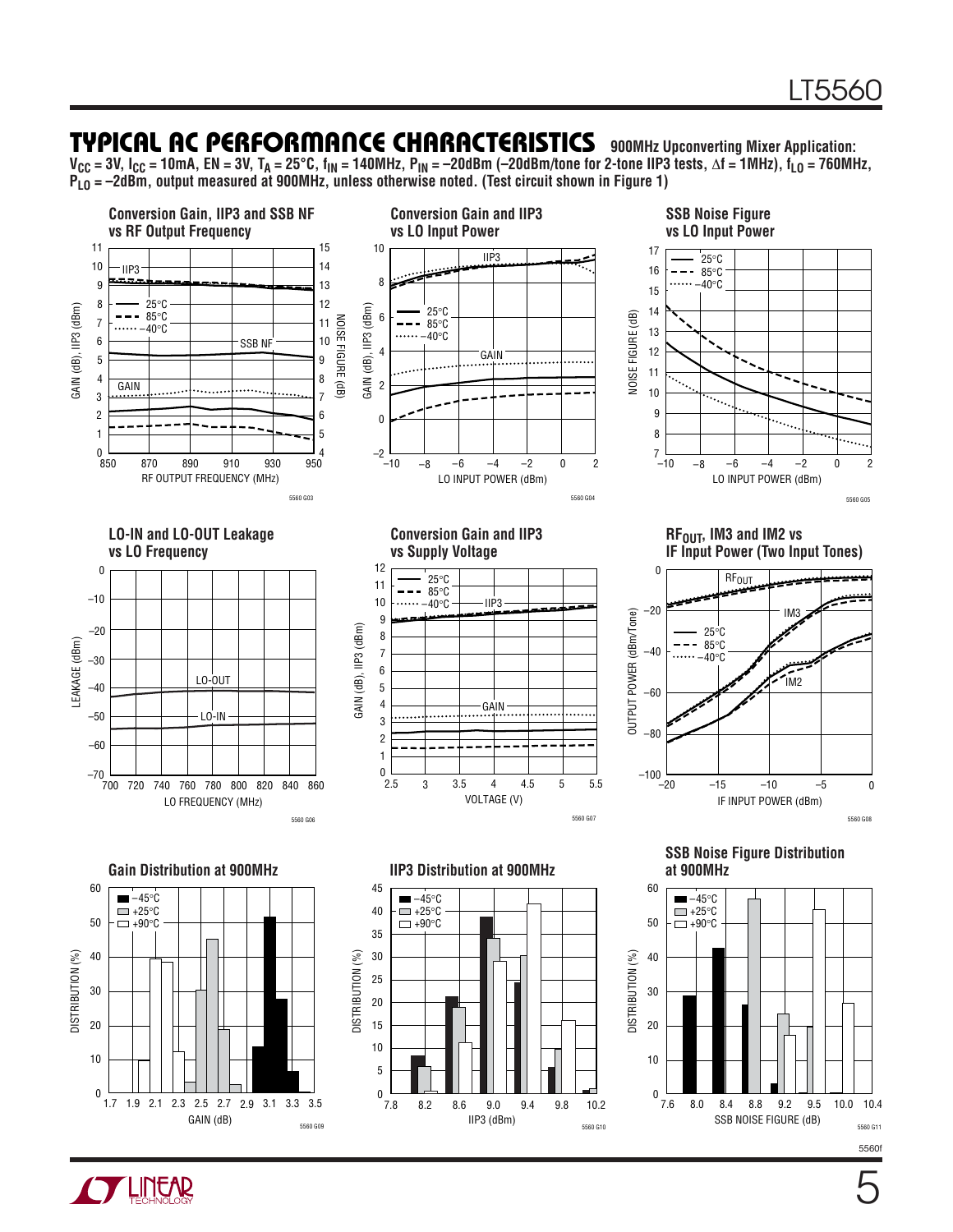## TYPICAL AC PERFORMANCE CHARACTERISTICS

**900MHz Upconverting Mixer Application: $V_{CC}$ = 3V, $I_{CC}$ = 10mA, EN = 3V, $T_A$ = 25°C, $f_{IN}$ = 140MHz, $P_{IN}$ = –20dBm (–20dBm/tone for 2-tone IIP3 tests, Δf = 1MHz), $f_{LO}$ = 760MHz, $P_{LO}$ = –2dBm, output measured at 900MHz, unless otherwise noted. (Test circuit shown in Figure 1)**

**Conversion Gain, IIP3 and SSB NF vs RF Output Frequency**

5560 G03

**Conversion Gain and IIP3 vs LO Input Power**

5560 G04

**SSB Noise Figure vs LO Input Power**

5560 G05

**LO-IN and LO-OUT Leakage vs LO Frequency**

5560 G06

**Conversion Gain and IIP3 vs Supply Voltage**

5560 G07

**$RF_{OUT}$, IM3 and IM2 vs IF Input Power (Two Input Tones)**

5560 G08

**Gain Distribution at 900MHz**

5560 G09

**IIP3 Distribution at 900MHz**

5560 G10

**SSB Noise Figure Distribution at 900MHz**

5560 G11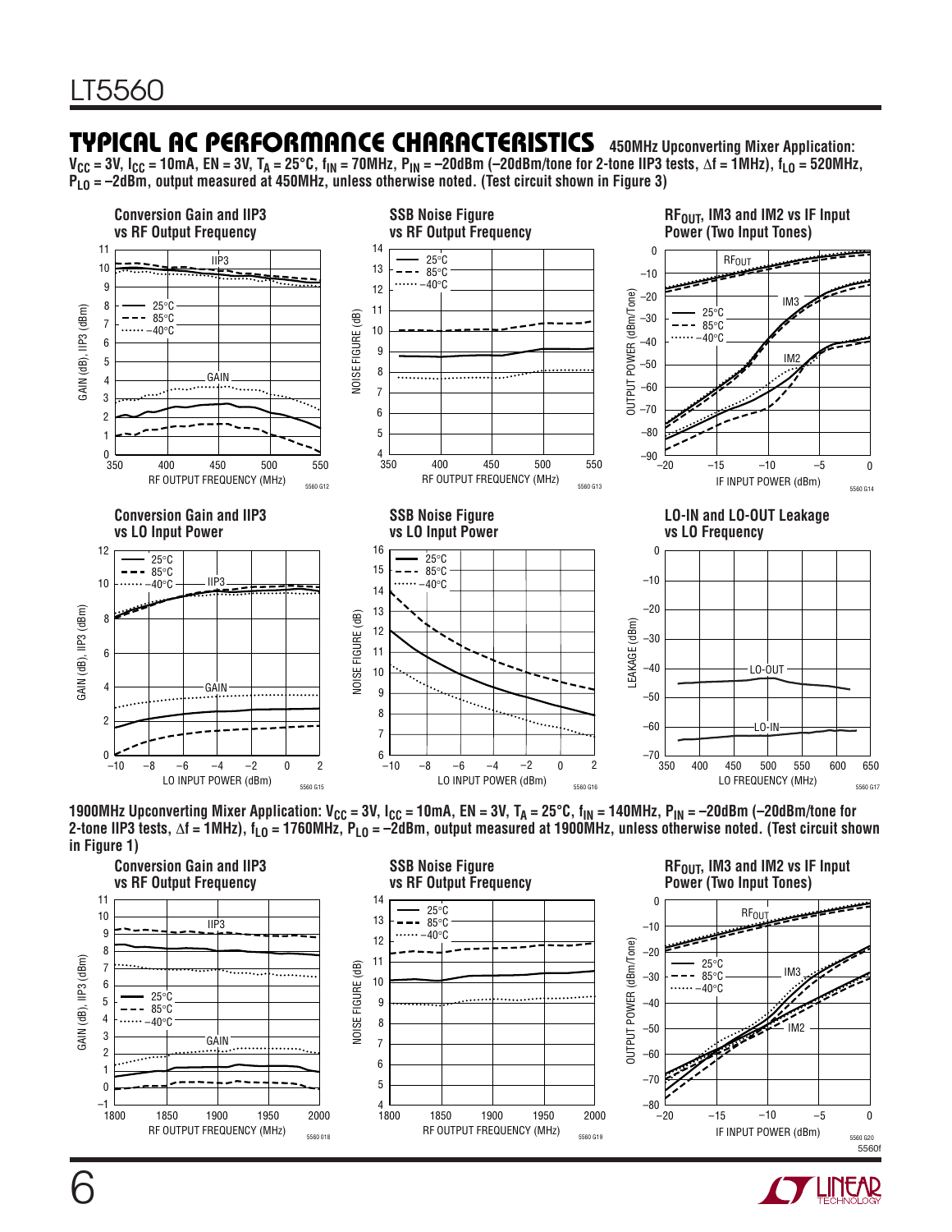## TYPICAL AC PERFORMANCE CHARACTERISTICS

**450MHz Upconverting Mixer Application:** $V_{CC}$ = 3V, $I_{CC}$ = 10mA, EN = 3V, $T_A$ = 25°C, $f_{IN}$ = 70MHz, $P_{IN}$ = –20dBm (–20dBm/tone for 2-tone IIP3 tests, Δf = 1MHz), $f_{LO}$ = 520MHz, $P_{LO}$ = –2dBm, output measured at 450MHz, unless otherwise noted. (Test circuit shown in Figure 3)

**Conversion Gain and IIP3 vs RF Output Frequency**

**SSB Noise Figure vs RF Output Frequency**

**$RF_{OUT}$, IM3 and IM2 vs IF Input Power (Two Input Tones)**

**Conversion Gain and IIP3 vs LO Input Power**

**SSB Noise Figure vs LO Input Power**

**LO-IN and LO-OUT Leakage vs LO Frequency**

**1900MHz Upconverting Mixer Application:** $V_{CC}$ = 3V, $I_{CC}$ = 10mA, EN = 3V, $T_A$ = 25°C, $f_{IN}$ = 140MHz, $P_{IN}$ = –20dBm (–20dBm/tone for 2-tone IIP3 tests, Δf = 1MHz), $f_{LO}$ = 1760MHz, $P_{LO}$ = –2dBm, output measured at 1900MHz, unless otherwise noted. (Test circuit shown in Figure 1)

**Conversion Gain and IIP3 vs RF Output Frequency**

**SSB Noise Figure vs RF Output Frequency**

**$RF_{OUT}$, IM3 and IM2 vs IF Input Power (Two Input Tones)**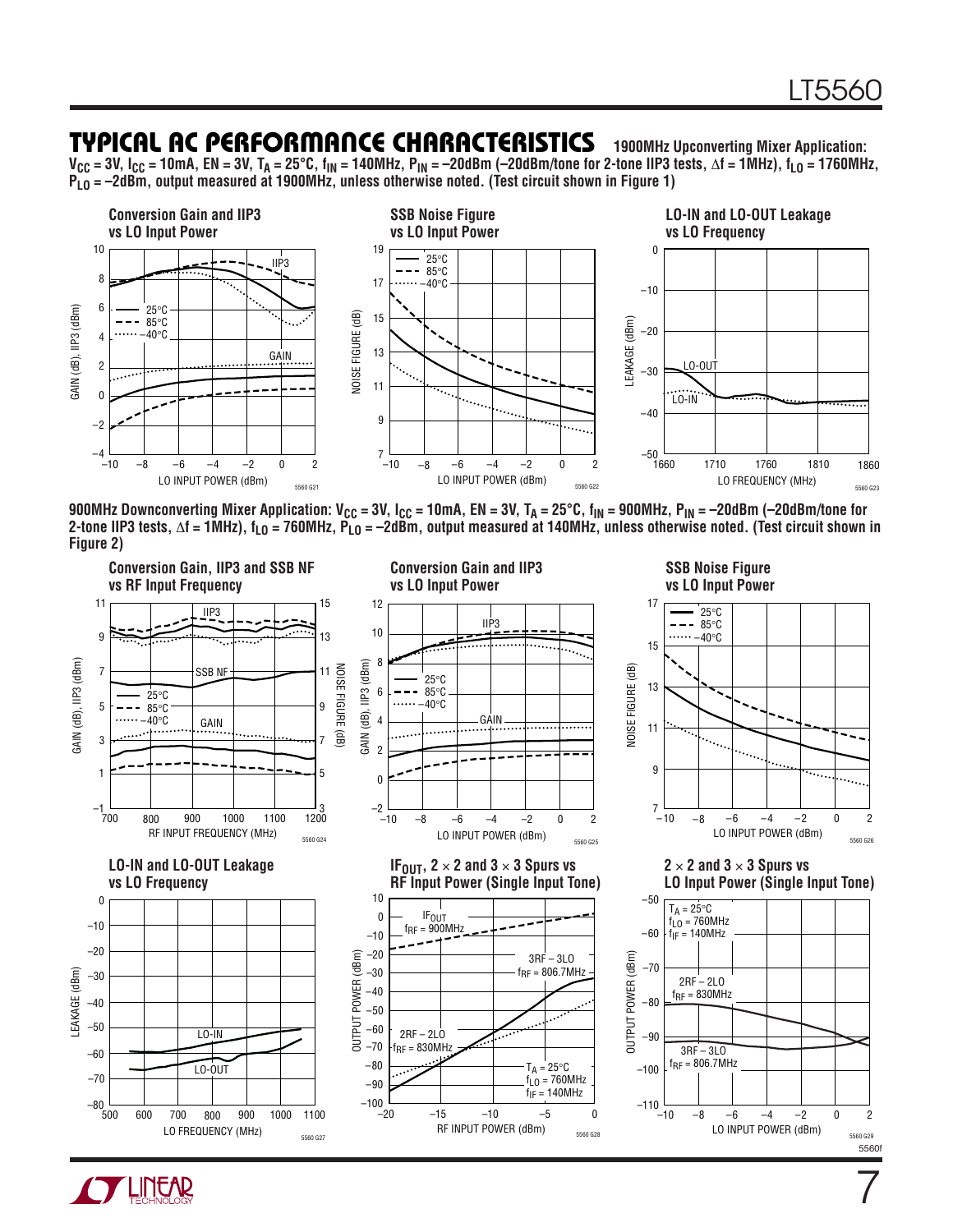## TYPICAL AC PERFORMANCE CHARACTERISTICS

**1900MHz Upconverting Mixer Application:** $V_{CC}$ = 3V, $I_{CC}$ = 10mA, EN = 3V, $T_A$ = 25°C, $f_{IN}$ = 140MHz, $P_{IN}$ = –20dBm (–20dBm/tone for 2-tone IIP3 tests, Δf = 1MHz), $f_{LO}$ = 1760MHz, $P_{LO}$ = –2dBm, output measured at 1900MHz, unless otherwise noted. (Test circuit shown in Figure 1)

**Conversion Gain and IIP3 vs LO Input Power**

5560 G21

**SSB Noise Figure vs LO Input Power**

5560 G22

**LO-IN and LO-OUT Leakage vs LO Frequency**

5560 G23

**900MHz Downconverting Mixer Application:** $V_{CC}$ = 3V, $I_{CC}$ = 10mA, EN = 3V, $T_A$ = 25°C, $f_{IN}$ = 900MHz, $P_{IN}$ = –20dBm (–20dBm/tone for 2-tone IIP3 tests, Δf = 1MHz), $f_{LO}$ = 760MHz, $P_{LO}$ = –2dBm, output measured at 140MHz, unless otherwise noted. (Test circuit shown in Figure 2)

**Conversion Gain, IIP3 and SSB NF vs RF Input Frequency**

5560 G24

**Conversion Gain and IIP3 vs LO Input Power**

5560 G25

**SSB Noise Figure vs LO Input Power**

5560 G26

**LO-IN and LO-OUT Leakage vs LO Frequency**

5560 G27

**$IF_{OUT}$, 2 × 2 and 3 × 3 Spurs vs RF Input Power (Single Input Tone)**

5560 G28

**2 × 2 and 3 × 3 Spurs vs LO Input Power (Single Input Tone)**

5560 G29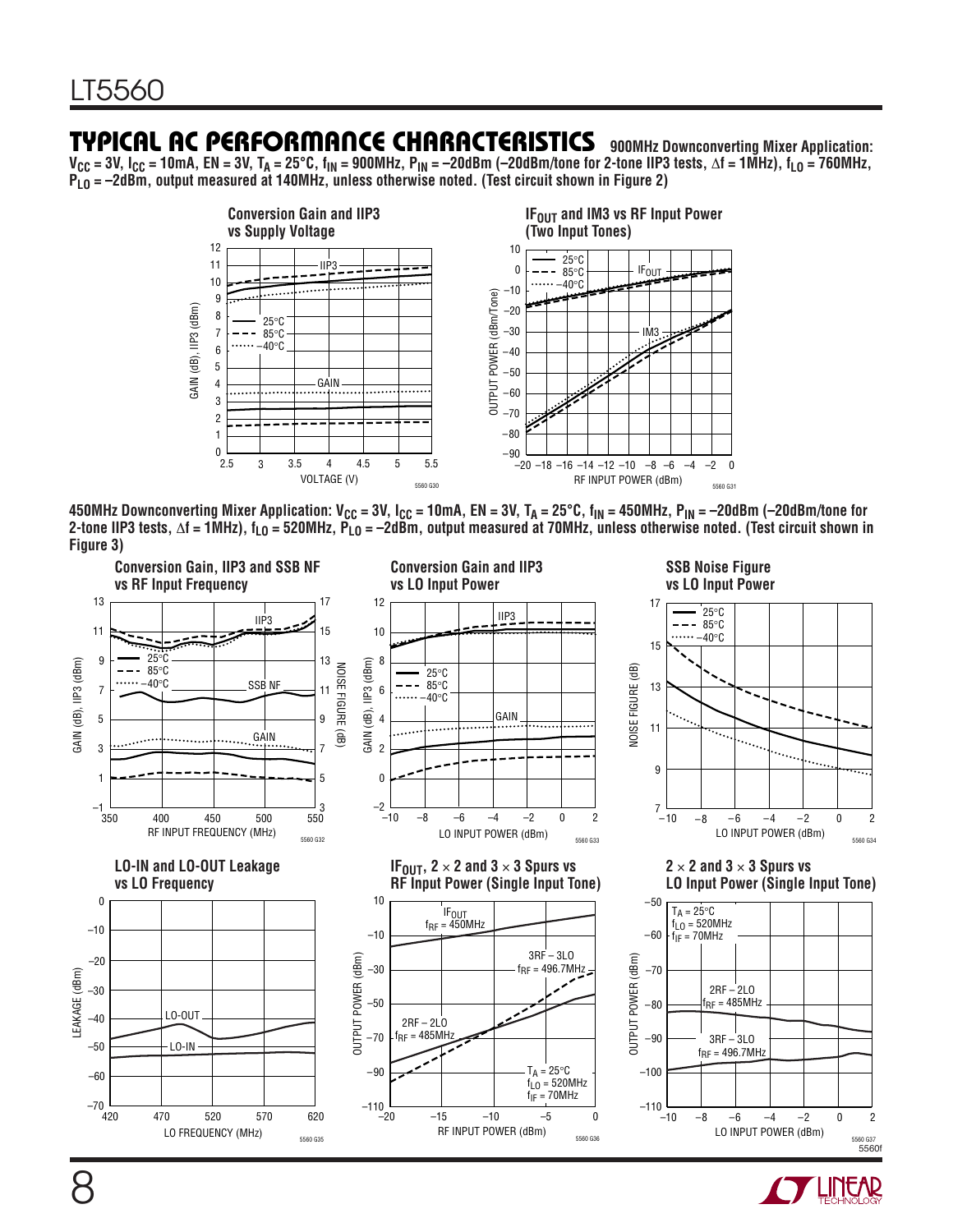## TYPICAL AC PERFORMANCE CHARACTERISTICS

**900MHz Downconverting Mixer Application:** $V_{CC}$ = 3V, $I_{CC}$ = 10mA, EN = 3V, $T_A$ = 25°C, $f_{IN}$ = 900MHz, $P_{IN}$ = –20dBm (–20dBm/tone for 2-tone IIP3 tests, ∆f = 1MHz), $f_{LO}$ = 760MHz, $P_{LO}$ = –2dBm, output measured at 140MHz, unless otherwise noted. (Test circuit shown in Figure 2)

**Conversion Gain and IIP3 vs Supply Voltage**

**$IF_{OUT}$ and IM3 vs RF Input Power (Two Input Tones)**

**450MHz Downconverting Mixer Application:** $V_{CC}$ = 3V, $I_{CC}$ = 10mA, EN = 3V, $T_A$ = 25°C, $f_{IN}$ = 450MHz, $P_{IN}$ = –20dBm (–20dBm/tone for 2-tone IIP3 tests, ∆f = 1MHz), $f_{LO}$ = 520MHz, $P_{LO}$ = –2dBm, output measured at 70MHz, unless otherwise noted. (Test circuit shown in Figure 3)

**Conversion Gain, IIP3 and SSB NF vs RF Input Frequency**

**Conversion Gain and IIP3 vs LO Input Power**

**SSB Noise Figure vs LO Input Power**

**LO-IN and LO-OUT Leakage vs LO Frequency**

**$IF_{OUT}$, 2 × 2 and 3 × 3 Spurs vs RF Input Power (Single Input Tone)**

**2 × 2 and 3 × 3 Spurs vs LO Input Power (Single Input Tone)**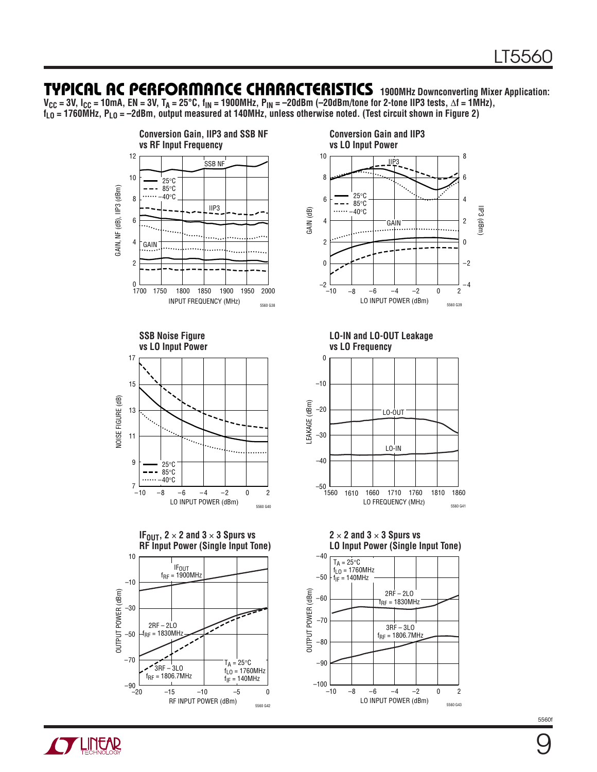## TYPICAL AC PERFORMANCE CHARACTERISTICS

**1900MHz Downconverting Mixer Application:** $V_{CC}$ = 3V, $I_{CC}$ = 10mA, EN = 3V, $T_A$ = 25°C, $f_{IN}$ = 1900MHz, $P_{IN}$ = –20dBm (–20dBm/tone for 2-tone IIP3 tests, Δf = 1MHz), $f_{LO}$ = 1760MHz, $P_{LO}$ = –2dBm, output measured at 140MHz, unless otherwise noted. (Test circuit shown in Figure 2)

**Conversion Gain, IIP3 and SSB NF vs RF Input Frequency**

5560 G38

**Conversion Gain and IIP3 vs LO Input Power**

5560 G39

**SSB Noise Figure vs LO Input Power**

5560 G40

**LO-IN and LO-OUT Leakage vs LO Frequency**

5560 G41

**$IF_{OUT}$, 2 × 2 and 3 × 3 Spurs vs RF Input Power (Single Input Tone)**

5560 G42

**2 × 2 and 3 × 3 Spurs vs LO Input Power (Single Input Tone)**

5560 G43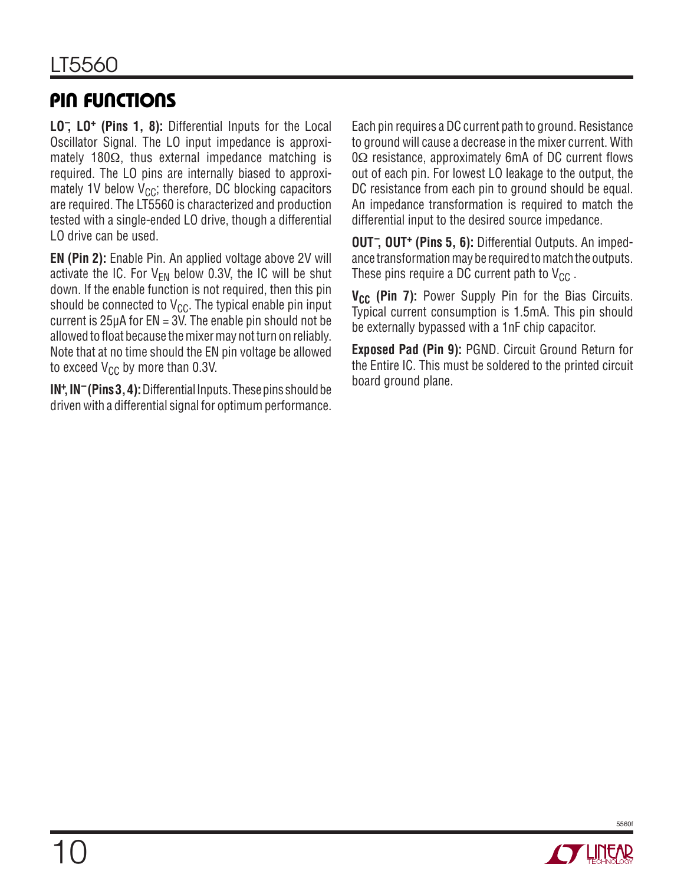## PIN FUNCTIONS

**$LO^-$, $LO^+$ (Pins 1, 8):** Differential Inputs for the Local Oscillator Signal. The LO input impedance is approximately 180Ω, thus external impedance matching is required. The LO pins are internally biased to approximately 1V below $V_{CC}$; therefore, DC blocking capacitors are required. The LT5560 is characterized and production tested with a single-ended LO drive, though a differential LO drive can be used.

**EN (Pin 2):** Enable Pin. An applied voltage above 2V will activate the IC. For $V_{EN}$ below 0.3V, the IC will be shut down. If the enable function is not required, then this pin should be connected to $V_{CC}$. The typical enable pin input current is 25µA for EN = 3V. The enable pin should not be allowed to float because the mixer may not turn on reliably. Note that at no time should the EN pin voltage be allowed to exceed $V_{CC}$ by more than 0.3V.

**$IN^+$, $IN^-$ (Pins 3, 4):** Differential Inputs. These pins should be driven with a differential signal for optimum performance. Each pin requires a DC current path to ground. Resistance to ground will cause a decrease in the mixer current. With 0Ω resistance, approximately 6mA of DC current flows out of each pin. For lowest LO leakage to the output, the DC resistance from each pin to ground should be equal. An impedance transformation is required to match the differential input to the desired source impedance.

**$OUT^-$, $OUT^+$ (Pins 5, 6):** Differential Outputs. An impedance transformation may be required to match the outputs. These pins require a DC current path to $V_{CC}$.

**$V_{CC}$ (Pin 7):** Power Supply Pin for the Bias Circuits. Typical current consumption is 1.5mA. This pin should be externally bypassed with a 1nF chip capacitor.

**Exposed Pad (Pin 9):** PGND. Circuit Ground Return for the Entire IC. This must be soldered to the printed circuit board ground plane.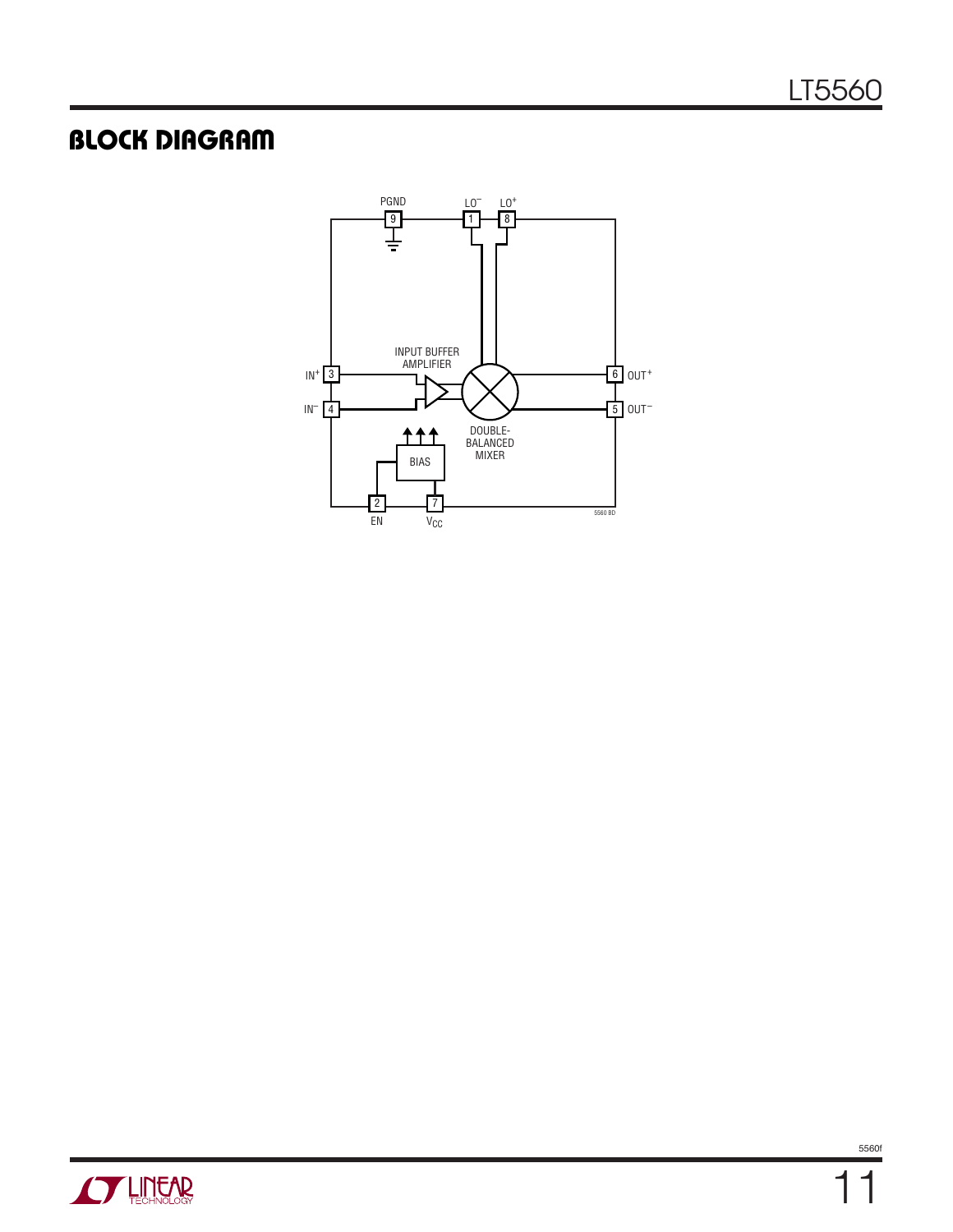## BLOCK DIAGRAM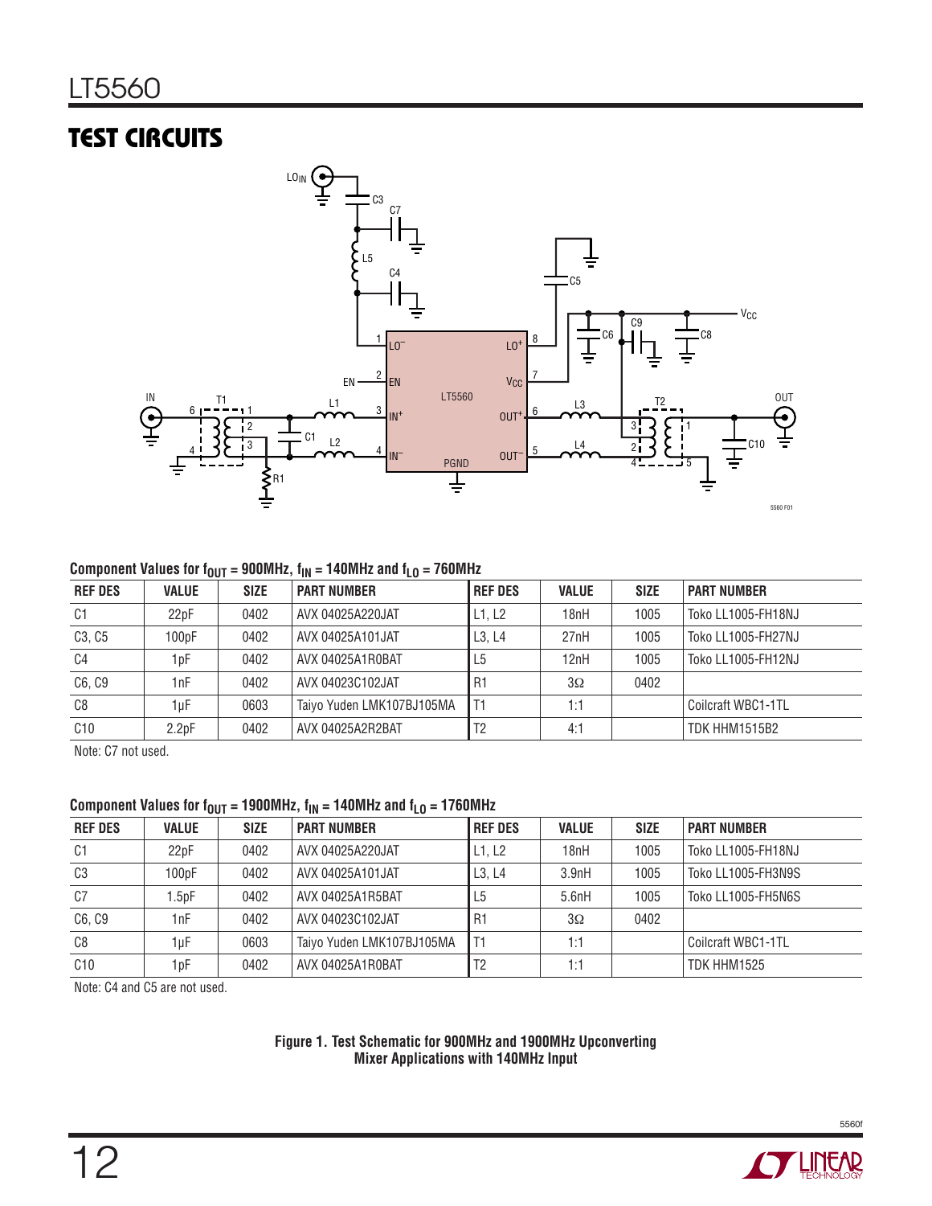## TEST CIRCUITS

**Component Values for $f_{OUT}$ = 900MHz, $f_{IN}$ = 140MHz and $f_{LO}$ = 760MHz**

| REF DES | VALUE | SIZE | PART NUMBER | REF DES | VALUE | SIZE | PART NUMBER |
|---|---|---|---|---|---|---|---|
| C1 | 22pF | 0402 | AVX 04025A220JAT | L1, L2 | 18nH | 1005 | Toko LL1005-FH18NJ |
| C3, C5 | 100pF | 0402 | AVX 04025A101JAT | L3, L4 | 27nH | 1005 | Toko LL1005-FH27NJ |
| C4 | 1pF | 0402 | AVX 04025A1R0BAT | L5 | 12nH | 1005 | Toko LL1005-FH12NJ |
| C6, C9 | 1nF | 0402 | AVX 04023C102JAT | R1 | 3Ω | 0402 | |
| C8 | 1µF | 0603 | Taiyo Yuden LMK107BJ105MA | T1 | 1:1 | | Coilcraft WBC1-1TL |
| C10 | 2.2pF | 0402 | AVX 04025A2R2BAT | T2 | 4:1 | | TDK HHM1515B2 |

Note: C7 not used.

**Component Values for $f_{OUT}$ = 1900MHz, $f_{IN}$ = 140MHz and $f_{LO}$ = 1760MHz**

| REF DES | VALUE | SIZE | PART NUMBER | REF DES | VALUE | SIZE | PART NUMBER |
|---|---|---|---|---|---|---|---|
| C1 | 22pF | 0402 | AVX 04025A220JAT | L1, L2 | 18nH | 1005 | Toko LL1005-FH18NJ |
| C3 | 100pF | 0402 | AVX 04025A101JAT | L3, L4 | 3.9nH | 1005 | Toko LL1005-FH3N9S |
| C7 | 1.5pF | 0402 | AVX 04025A1R5BAT | L5 | 5.6nH | 1005 | Toko LL1005-FH5N6S |
| C6, C9 | 1nF | 0402 | AVX 04023C102JAT | R1 | 3Ω | 0402 | |
| C8 | 1µF | 0603 | Taiyo Yuden LMK107BJ105MA | T1 | 1:1 | | Coilcraft WBC1-1TL |
| C10 | 1pF | 0402 | AVX 04025A1R0BAT | T2 | 1:1 | | TDK HHM1525 |

Note: C4 and C5 are not used.

**Figure 1. Test Schematic for 900MHz and 1900MHz Upconverting Mixer Applications with 140MHz Input**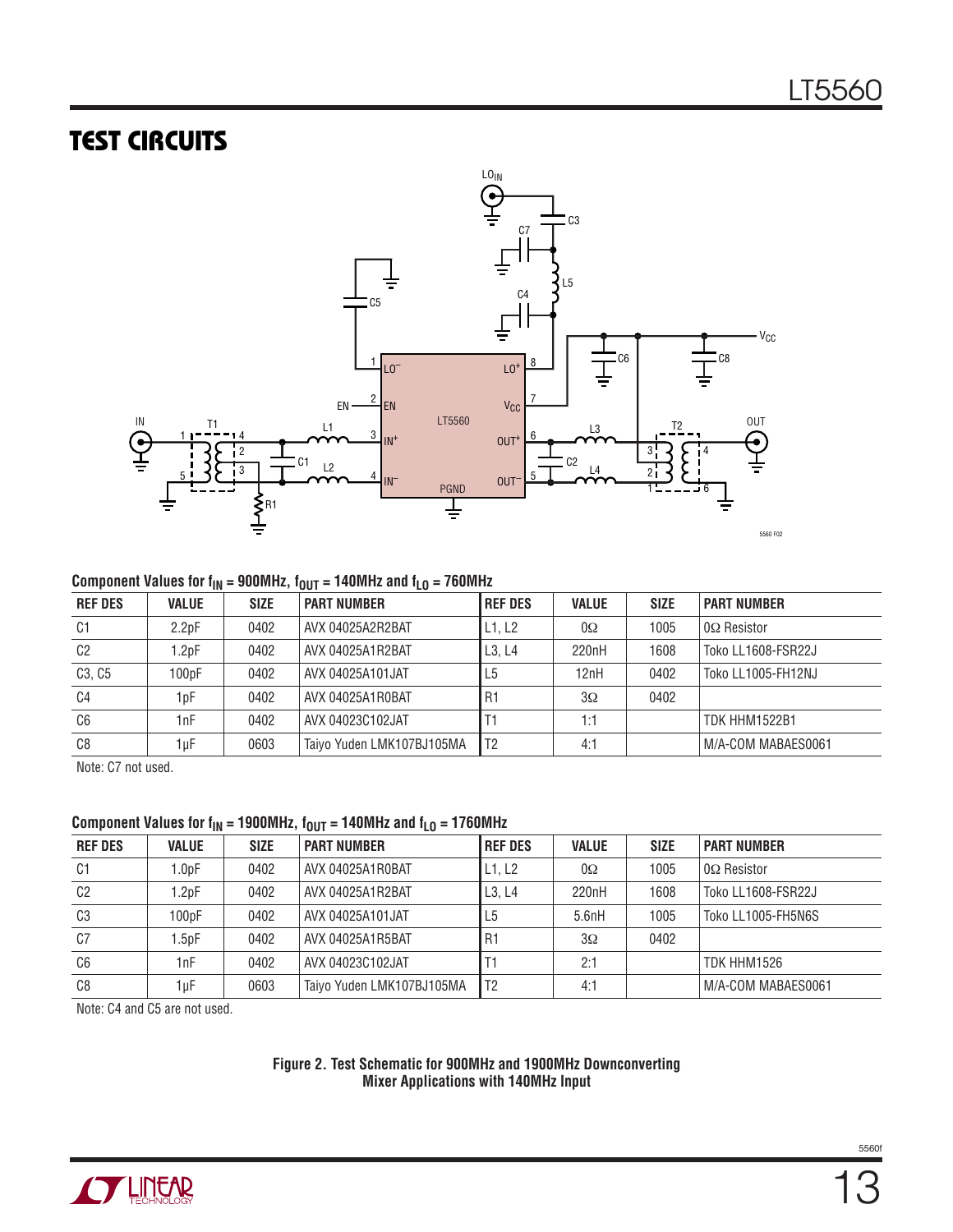## TEST CIRCUITS

**Component Values for $f_{IN}$ = 900MHz, $f_{OUT}$ = 140MHz and $f_{LO}$ = 760MHz**

| REF DES | VALUE | SIZE | PART NUMBER | REF DES | VALUE | SIZE | PART NUMBER |
|---|---|---|---|---|---|---|---|
| C1 | 2.2pF | 0402 | AVX 04025A2R2BAT | L1, L2 | 0Ω | 1005 | 0Ω Resistor |
| C2 | 1.2pF | 0402 | AVX 04025A1R2BAT | L3, L4 | 220nH | 1608 | Toko LL1608-FSR22J |
| C3, C5 | 100pF | 0402 | AVX 04025A101JAT | L5 | 12nH | 0402 | Toko LL1005-FH12NJ |
| C4 | 1pF | 0402 | AVX 04025A1R0BAT | R1 | 3Ω | 0402 | |
| C6 | 1nF | 0402 | AVX 04023C102JAT | T1 | 1:1 | | TDK HHM1522B1 |
| C8 | 1µF | 0603 | Taiyo Yuden LMK107BJ105MA | T2 | 4:1 | | M/A-COM MABAES0061 |

Note: C7 not used.

**Component Values for $f_{IN}$ = 1900MHz, $f_{OUT}$ = 140MHz and $f_{LO}$ = 1760MHz**

| REF DES | VALUE | SIZE | PART NUMBER | REF DES | VALUE | SIZE | PART NUMBER |
|---|---|---|---|---|---|---|---|
| C1 | 1.0pF | 0402 | AVX 04025A1R0BAT | L1, L2 | 0Ω | 1005 | 0Ω Resistor |
| C2 | 1.2pF | 0402 | AVX 04025A1R2BAT | L3, L4 | 220nH | 1608 | Toko LL1608-FSR22J |
| C3 | 100pF | 0402 | AVX 04025A101JAT | L5 | 5.6nH | 1005 | Toko LL1005-FH5N6S |
| C7 | 1.5pF | 0402 | AVX 04025A1R5BAT | R1 | 3Ω | 0402 | |
| C6 | 1nF | 0402 | AVX 04023C102JAT | T1 | 2:1 | | TDK HHM1526 |
| C8 | 1µF | 0603 | Taiyo Yuden LMK107BJ105MA | T2 | 4:1 | | M/A-COM MABAES0061 |

Note: C4 and C5 are not used.

**Figure 2. Test Schematic for 900MHz and 1900MHz Downconverting Mixer Applications with 140MHz Input**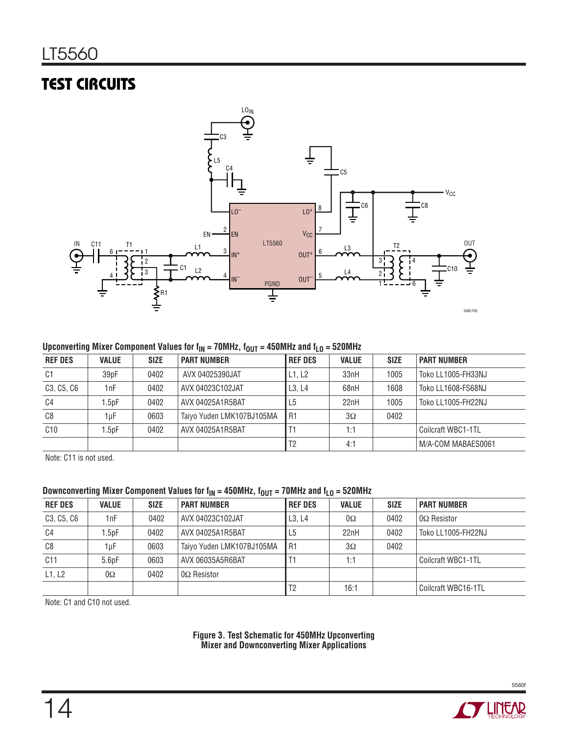## TEST CIRCUITS

**Upconverting Mixer Component Values for $f_{IN}$ = 70MHz, $f_{OUT}$ = 450MHz and $f_{LO}$ = 520MHz**

| REF DES | VALUE | SIZE | PART NUMBER | REF DES | VALUE | SIZE | PART NUMBER |
|---|---|---|---|---|---|---|---|
| C1 | 39pF | 0402 | AVX 04025390JAT | L1, L2 | 33nH | 1005 | Toko LL1005-FH33NJ |
| C3, C5, C6 | 1nF | 0402 | AVX 04023C102JAT | L3, L4 | 68nH | 1608 | Toko LL1608-FS68NJ |
| C4 | 1.5pF | 0402 | AVX 04025A1R5BAT | L5 | 22nH | 1005 | Toko LL1005-FH22NJ |
| C8 | 1µF | 0603 | Taiyo Yuden LMK107BJ105MA | R1 | 3Ω | 0402 | |
| C10 | 1.5pF | 0402 | AVX 04025A1R5BAT | T1 | 1:1 | | Coilcraft WBC1-1TL |
| | | | | T2 | 4:1 | | M/A-COM MABAES0061 |

Note: C11 is not used.

**Downconverting Mixer Component Values for $f_{IN}$ = 450MHz, $f_{OUT}$ = 70MHz and $f_{LO}$ = 520MHz**

| REF DES | VALUE | SIZE | PART NUMBER | REF DES | VALUE | SIZE | PART NUMBER |
|---|---|---|---|---|---|---|---|
| C3, C5, C6 | 1nF | 0402 | AVX 04023C102JAT | L3, L4 | 0Ω | 0402 | 0Ω Resistor |
| C4 | 1.5pF | 0402 | AVX 04025A1R5BAT | L5 | 22nH | 0402 | Toko LL1005-FH22NJ |
| C8 | 1µF | 0603 | Taiyo Yuden LMK107BJ105MA | R1 | 3Ω | 0402 | |
| C11 | 5.6pF | 0603 | AVX 06035A5R6BAT | T1 | 1:1 | | Coilcraft WBC1-1TL |
| L1, L2 | 0Ω | 0402 | 0Ω Resistor | | | | |
| | | | | T2 | 16:1 | | Coilcraft WBC16-1TL |

Note: C1 and C10 not used.

**Figure 3. Test Schematic for 450MHz Upconverting Mixer and Downconverting Mixer Applications**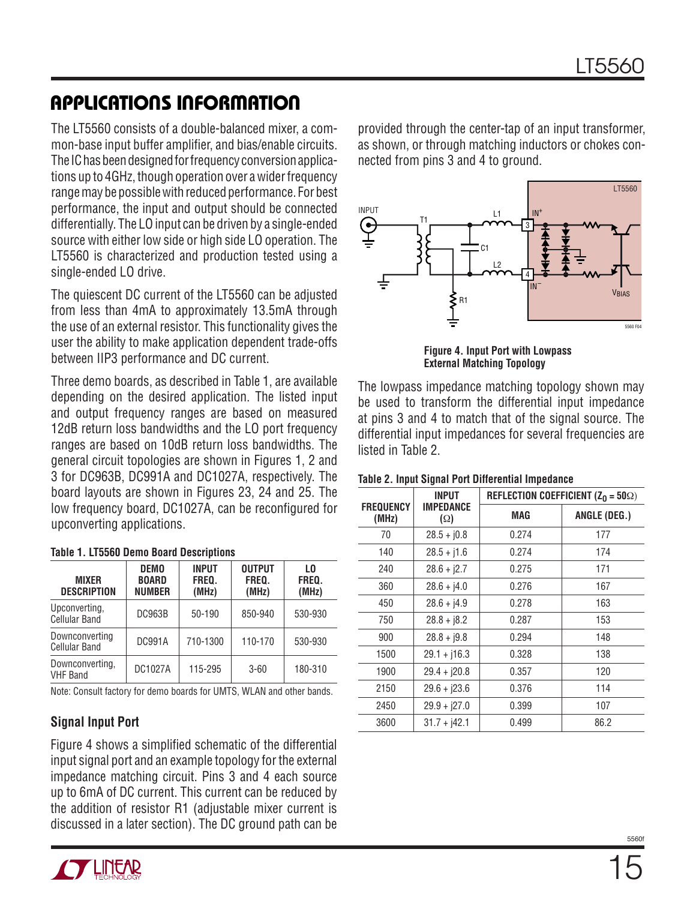## APPLICATIONS INFORMATION

The LT5560 consists of a double-balanced mixer, a common-base input buffer amplifier, and bias/enable circuits. The IC has been designed for frequency conversion applications up to 4GHz, though operation over a wider frequency range may be possible with reduced performance. For best performance, the input and output should be connected differentially. The LO input can be driven by a single-ended source with either low side or high side LO operation. The LT5560 is characterized and production tested using a single-ended LO drive.

The quiescent DC current of the LT5560 can be adjusted from less than 4mA to approximately 13.5mA through the use of an external resistor. This functionality gives the user the ability to make application dependent trade-offs between IIP3 performance and DC current.

Three demo boards, as described in Table 1, are available depending on the desired application. The listed input and output frequency ranges are based on measured 12dB return loss bandwidths and the LO port frequency ranges are based on 10dB return loss bandwidths. The general circuit topologies are shown in Figures 1, 2 and 3 for DC963B, DC991A and DC1027A, respectively. The board layouts are shown in Figures 23, 24 and 25. The low frequency board, DC1027A, can be reconfigured for upconverting applications.

**Table 1. LT5560 Demo Board Descriptions**

| MIXER DESCRIPTION | DEMO BOARD NUMBER | INPUT FREQ. (MHz) | OUTPUT FREQ. (MHz) | LO FREQ. (MHz) |
|---|---|---|---|---|
| Upconverting, Cellular Band | DC963B | 50-190 | 850-940 | 530-930 |
| Downconverting Cellular Band | DC991A | 710-1300 | 110-170 | 530-930 |
| Downconverting, VHF Band | DC1027A | 115-295 | 3-60 | 180-310 |

Note: Consult factory for demo boards for UMTS, WLAN and other bands.

### Signal Input Port

Figure 4 shows a simplified schematic of the differential input signal port and an example topology for the external impedance matching circuit. Pins 3 and 4 each source up to 6mA of DC current. This current can be reduced by the addition of resistor R1 (adjustable mixer current is discussed in a later section). The DC ground path can be provided through the center-tap of an input transformer, as shown, or through matching inductors or chokes connected from pins 3 and 4 to ground.

**Figure 4. Input Port with Lowpass External Matching Topology**

The lowpass impedance matching topology shown may be used to transform the differential input impedance at pins 3 and 4 to match that of the signal source. The differential input impedances for several frequencies are listed in Table 2.

**Table 2. Input Signal Port Differential Impedance**

| FREQUENCY (MHz) | INPUT IMPEDANCE (Ω) | REFLECTION COEFFICIENT ($Z_0$ = 50Ω) | |
|---|---|---|---|
| | | MAG | ANGLE (DEG.) |
| 70 | 28.5 + j0.8 | 0.274 | 177 |
| 140 | 28.5 + j1.6 | 0.274 | 174 |
| 240 | 28.6 + j2.7 | 0.275 | 171 |
| 360 | 28.6 + j4.0 | 0.276 | 167 |
| 450 | 28.6 + j4.9 | 0.278 | 163 |
| 750 | 28.8 + j8.2 | 0.287 | 153 |
| 900 | 28.8 + j9.8 | 0.294 | 148 |
| 1500 | 29.1 + j16.3 | 0.328 | 138 |
| 1900 | 29.4 + j20.8 | 0.357 | 120 |
| 2150 | 29.6 + j23.6 | 0.376 | 114 |
| 2450 | 29.9 + j27.0 | 0.399 | 107 |
| 3600 | 31.7 + j42.1 | 0.499 | 86.2 |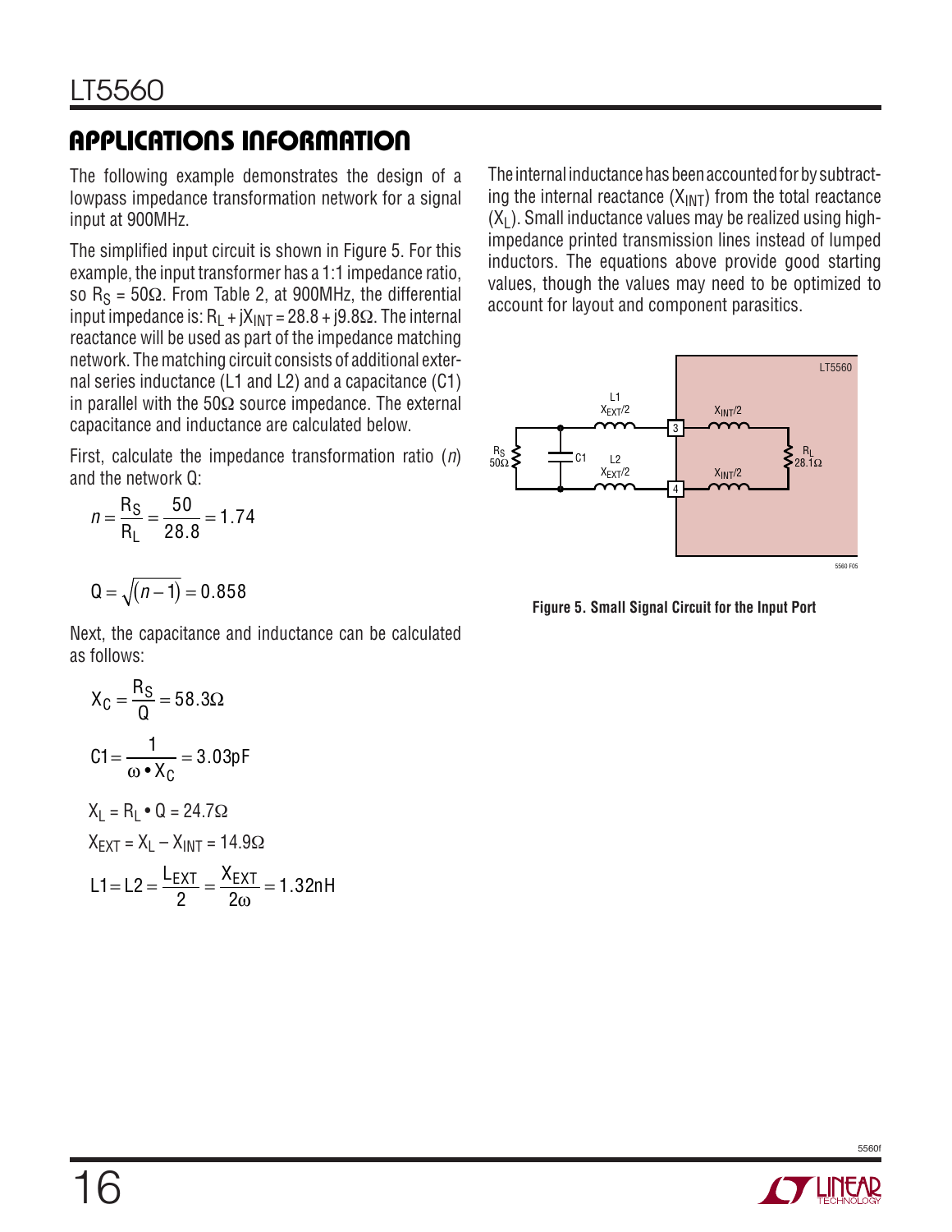## APPLICATIONS INFORMATION

The following example demonstrates the design of a lowpass impedance transformation network for a signal input at 900MHz.

The simplified input circuit is shown in Figure 5. For this example, the input transformer has a 1:1 impedance ratio, so $R_S = 50\Omega$. From Table 2, at 900MHz, the differential input impedance is: $R_L + jX_{INT} = 28.8 + j9.8\Omega$. The internal reactance will be used as part of the impedance matching network. The matching circuit consists of additional external series inductance (L1 and L2) and a capacitance (C1) in parallel with the 50Ω source impedance. The external capacitance and inductance are calculated below.

First, calculate the impedance transformation ratio (*n*) and the network Q:

$$n = \frac{R_S}{R_L} = \frac{50}{28.8} = 1.74$$

$$Q = \sqrt{(n-1)} = 0.858$$

Next, the capacitance and inductance can be calculated as follows:

$$X_C = \frac{R_S}{Q} = 58.3\Omega$$

$$C1 = \frac{1}{\omega \bullet X_C} = 3.03\text{pF}$$

$$X_L = R_L \bullet Q = 24.7\Omega$$

$$X_{EXT} = X_L - X_{INT} = 14.9\Omega$$

$$L1 = L2 = \frac{L_{EXT}}{2} = \frac{X_{EXT}}{2\omega} = 1.32\text{nH}$$

The internal inductance has been accounted for by subtracting the internal reactance ($X_{INT}$) from the total reactance ($X_L$). Small inductance values may be realized using high-impedance printed transmission lines instead of lumped inductors. The equations above provide good starting values, though the values may need to be optimized to account for layout and component parasitics.

**Figure 5. Small Signal Circuit for the Input Port**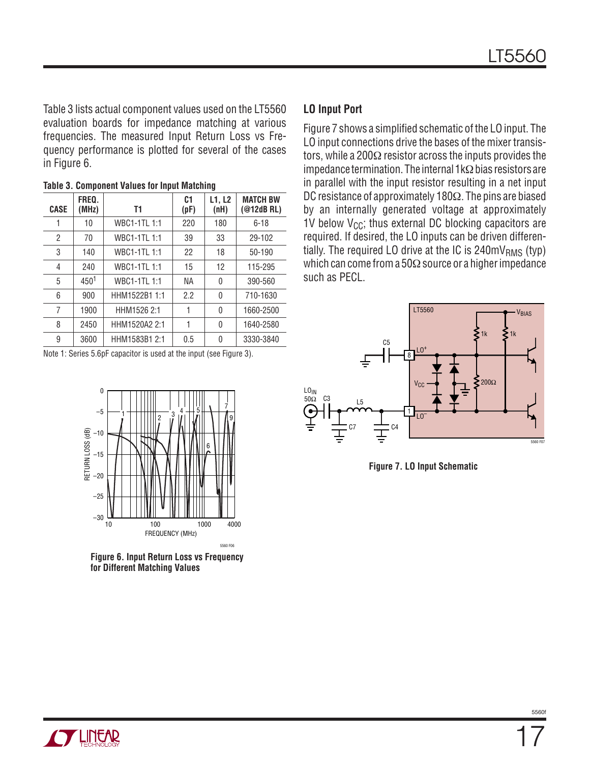Table 3 lists actual component values used on the LT5560 evaluation boards for impedance matching at various frequencies. The measured Input Return Loss vs Frequency performance is plotted for several of the cases in Figure 6.

**Table 3. Component Values for Input Matching**

| CASE | FREQ. (MHz) | T1 | C1 (pF) | L1, L2 (nH) | MATCH BW (@12dB RL) |
|---|---|---|---|---|---|
| 1 | 10 | WBC1-1TL 1:1 | 220 | 180 | 6-18 |
| 2 | 70 | WBC1-1TL 1:1 | 39 | 33 | 29-102 |
| 3 | 140 | WBC1-1TL 1:1 | 22 | 18 | 50-190 |
| 4 | 240 | WBC1-1TL 1:1 | 15 | 12 | 115-295 |
| 5 | 450[1] | WBC1-1TL 1:1 | NA | 0 | 390-560 |
| 6 | 900 | HHM1522B1 1:1 | 2.2 | 0 | 710-1630 |
| 7 | 1900 | HHM1526 2:1 | 1 | 0 | 1660-2500 |
| 8 | 2450 | HHM1520A2 2:1 | 1 | 0 | 1640-2580 |
| 9 | 3600 | HHM1583B1 2:1 | 0.5 | 0 | 3330-3840 |

Note 1: Series 5.6pF capacitor is used at the input (see Figure 3).

**Figure 6. Input Return Loss vs Frequency for Different Matching Values**

### LO Input Port

Figure 7 shows a simplified schematic of the LO input. The LO input connections drive the bases of the mixer transistors, while a 200Ω resistor across the inputs provides the impedance termination. The internal 1kΩ bias resistors are in parallel with the input resistor resulting in a net input DC resistance of approximately 180Ω. The pins are biased by an internally generated voltage at approximately 1V below $V_{CC}$; thus external DC blocking capacitors are required. If desired, the LO inputs can be driven differentially. The required LO drive at the IC is 240mV$_{RMS}$ (typ) which can come from a 50Ω source or a higher impedance such as PECL.

**Figure 7. LO Input Schematic**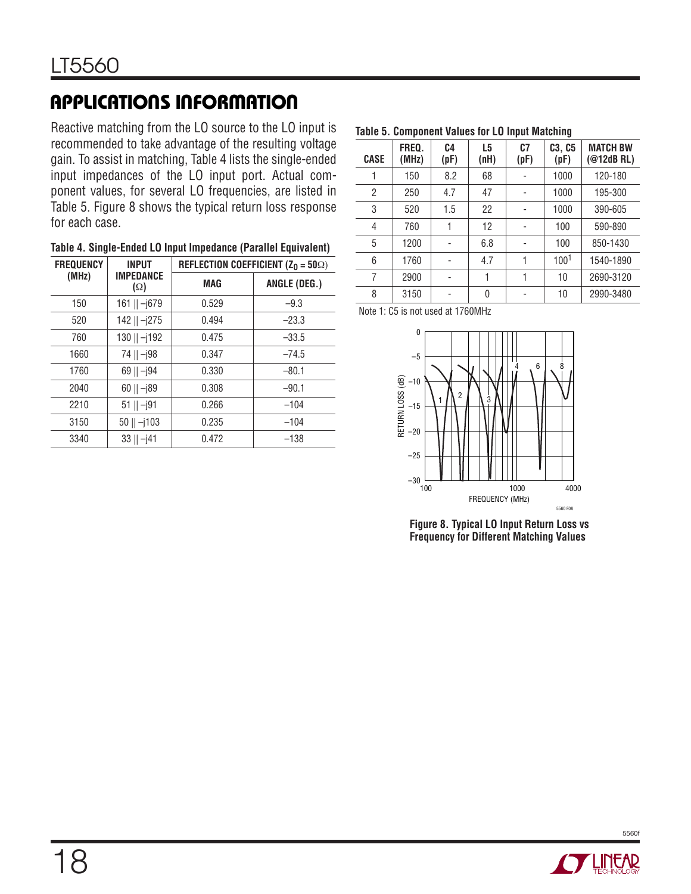## APPLICATIONS INFORMATION

Reactive matching from the LO source to the LO input is recommended to take advantage of the resulting voltage gain. To assist in matching, Table 4 lists the single-ended input impedances of the LO input port. Actual component values, for several LO frequencies, are listed in Table 5. Figure 8 shows the typical return loss response for each case.

**Table 4. Single-Ended LO Input Impedance (Parallel Equivalent)**

| FREQUENCY (MHz) | INPUT IMPEDANCE (Ω) | REFLECTION COEFFICIENT ($Z_0$ = 50Ω) | |
|---|---|---|---|
| | | MAG | ANGLE (DEG.) |
| 150 | 161 \|\| –j679 | 0.529 | –9.3 |
| 520 | 142 \|\| –j275 | 0.494 | –23.3 |
| 760 | 130 \|\| –j192 | 0.475 | –33.5 |
| 1660 | 74 \|\| –j98 | 0.347 | –74.5 |
| 1760 | 69 \|\| –j94 | 0.330 | –80.1 |
| 2040 | 60 \|\| –j89 | 0.308 | –90.1 |
| 2210 | 51 \|\| –j91 | 0.266 | –104 |
| 3150 | 50 \|\| –j103 | 0.235 | –104 |
| 3340 | 33 \|\| –j41 | 0.472 | –138 |

**Table 5. Component Values for LO Input Matching**

| CASE | FREQ. (MHz) | C4 (pF) | L5 (nH) | C7 (pF) | C3, C5 (pF) | MATCH BW (@12dB RL) |
|---|---|---|---|---|---|---|
| 1 | 150 | 8.2 | 68 | - | 1000 | 120-180 |
| 2 | 250 | 4.7 | 47 | - | 1000 | 195-300 |
| 3 | 520 | 1.5 | 22 | - | 1000 | 390-605 |
| 4 | 760 | 1 | 12 | - | 100 | 590-890 |
| 5 | 1200 | - | 6.8 | - | 100 | 850-1430 |
| 6 | 1760 | - | 4.7 | 1 | 100[1] | 1540-1890 |
| 7 | 2900 | - | 1 | 1 | 10 | 2690-3120 |
| 8 | 3150 | - | 0 | - | 10 | 2990-3480 |

Note 1: C5 is not used at 1760MHz

**Figure 8. Typical LO Input Return Loss vs Frequency for Different Matching Values**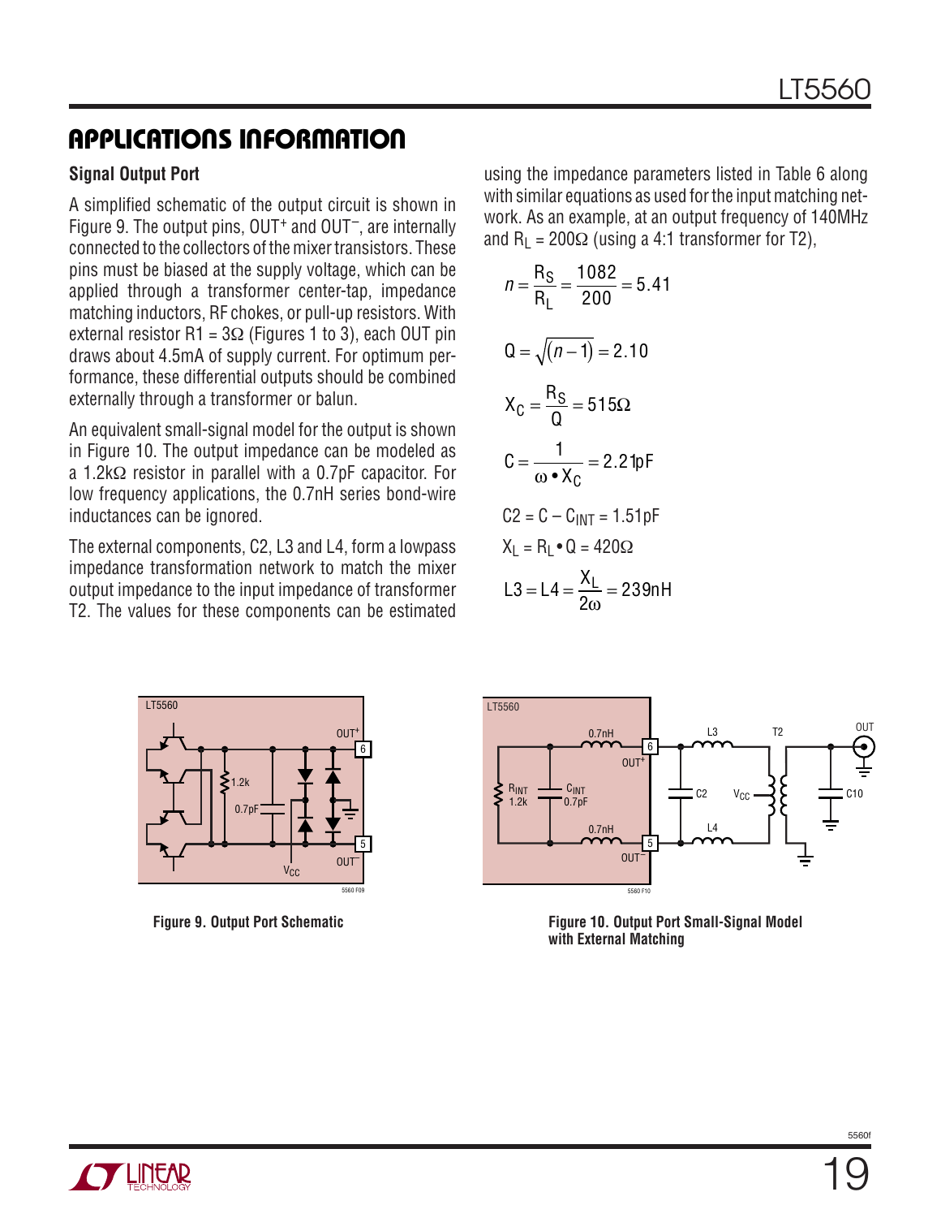## APPLICATIONS INFORMATION

### Signal Output Port

A simplified schematic of the output circuit is shown in Figure 9. The output pins, OUT+ and OUT–, are internally connected to the collectors of the mixer transistors. These pins must be biased at the supply voltage, which can be applied through a transformer center-tap, impedance matching inductors, RF chokes, or pull-up resistors. With external resistor R1 = 3Ω (Figures 1 to 3), each OUT pin draws about 4.5mA of supply current. For optimum performance, these differential outputs should be combined externally through a transformer or balun.

An equivalent small-signal model for the output is shown in Figure 10. The output impedance can be modeled as a 1.2kΩ resistor in parallel with a 0.7pF capacitor. For low frequency applications, the 0.7nH series bond-wire inductances can be ignored.

The external components, C2, L3 and L4, form a lowpass impedance transformation network to match the mixer output impedance to the input impedance of transformer T2. The values for these components can be estimated using the impedance parameters listed in Table 6 along with similar equations as used for the input matching network. As an example, at an output frequency of 140MHz and $R_L$ = 200Ω (using a 4:1 transformer for T2),

$$n = \frac{R_S}{R_L} = \frac{1082}{200} = 5.41$$

$$Q = \sqrt{(n-1)} = 2.10$$

$$X_C = \frac{R_S}{Q} = 515\Omega$$

$$C = \frac{1}{\omega \bullet X_C} = 2.21\text{pF}$$

$$C2 = C - C_{INT} = 1.51\text{pF}$$

$$X_L = R_L \bullet Q = 420\Omega$$

$$L3 = L4 = \frac{X_L}{2\omega} = 239\text{nH}$$

Figure 9. Output Port Schematic

Figure 10. Output Port Small-Signal Model with External Matching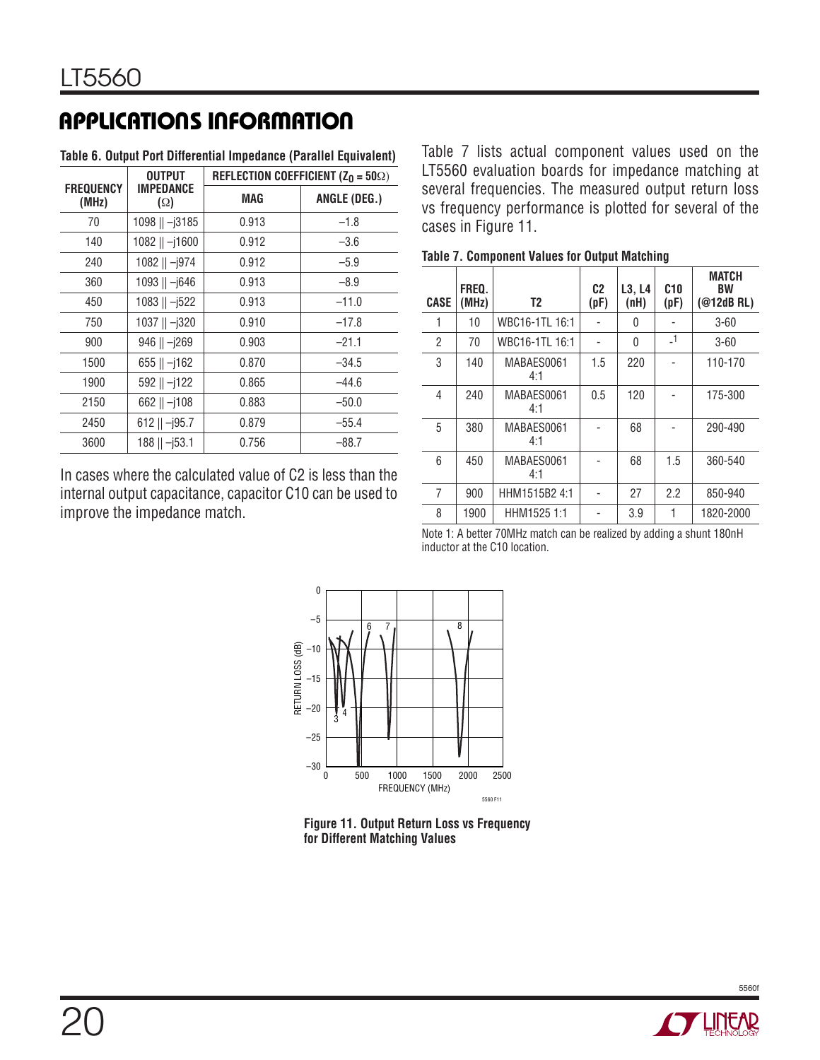## APPLICATIONS INFORMATION

**Table 6. Output Port Differential Impedance (Parallel Equivalent)**

| FREQUENCY (MHz) | OUTPUT IMPEDANCE (Ω) | REFLECTION COEFFICIENT ($Z_0$ = 50Ω) | |
|---|---|---|---|
| | | MAG | ANGLE (DEG.) |
| 70 | 1098 \|\| –j3185 | 0.913 | –1.8 |
| 140 | 1082 \|\| –j1600 | 0.912 | –3.6 |
| 240 | 1082 \|\| –j974 | 0.912 | –5.9 |
| 360 | 1093 \|\| –j646 | 0.913 | –8.9 |
| 450 | 1083 \|\| –j522 | 0.913 | –11.0 |
| 750 | 1037 \|\| –j320 | 0.910 | –17.8 |
| 900 | 946 \|\| –j269 | 0.903 | –21.1 |
| 1500 | 655 \|\| –j162 | 0.870 | –34.5 |
| 1900 | 592 \|\| –j122 | 0.865 | –44.6 |
| 2150 | 662 \|\| –j108 | 0.883 | –50.0 |
| 2450 | 612 \|\| –j95.7 | 0.879 | –55.4 |
| 3600 | 188 \|\| –j53.1 | 0.756 | –88.7 |

In cases where the calculated value of C2 is less than the internal output capacitance, capacitor C10 can be used to improve the impedance match.

Table 7 lists actual component values used on the LT5560 evaluation boards for impedance matching at several frequencies. The measured output return loss vs frequency performance is plotted for several of the cases in Figure 11.

**Table 7. Component Values for Output Matching**

| CASE | FREQ. (MHz) | T2 | C2 (pF) | L3, L4 (nH) | C10 (pF) | MATCH BW (@12dB RL) |
|---|---|---|---|---|---|---|
| 1 | 10 | WBC16-1TL 16:1 | - | 0 | - | 3-60 |
| 2 | 70 | WBC16-1TL 16:1 | - | 0 | -[1] | 3-60 |
| 3 | 140 | MABAES0061 4:1 | 1.5 | 220 | - | 110-170 |
| 4 | 240 | MABAES0061 4:1 | 0.5 | 120 | - | 175-300 |
| 5 | 380 | MABAES0061 4:1 | - | 68 | - | 290-490 |
| 6 | 450 | MABAES0061 4:1 | - | 68 | 1.5 | 360-540 |
| 7 | 900 | HHM1515B2 4:1 | - | 27 | 2.2 | 850-940 |
| 8 | 1900 | HHM1525 1:1 | - | 3.9 | 1 | 1820-2000 |

Note 1: A better 70MHz match can be realized by adding a shunt 180nH inductor at the C10 location.

**Figure 11. Output Return Loss vs Frequency for Different Matching Values**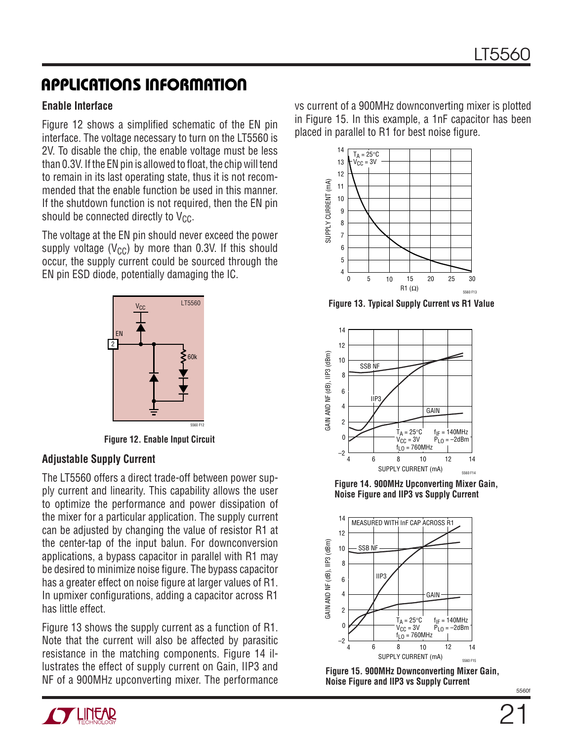## APPLICATIONS INFORMATION

### Enable Interface

Figure 12 shows a simplified schematic of the EN pin interface. The voltage necessary to turn on the LT5560 is 2V. To disable the chip, the enable voltage must be less than 0.3V. If the EN pin is allowed to float, the chip will tend to remain in its last operating state, thus it is not recommended that the enable function be used in this manner. If the shutdown function is not required, then the EN pin should be connected directly to $V_{CC}$.

The voltage at the EN pin should never exceed the power supply voltage ($V_{CC}$) by more than 0.3V. If this should occur, the supply current could be sourced through the EN pin ESD diode, potentially damaging the IC.

**Figure 12. Enable Input Circuit**

### Adjustable Supply Current

The LT5560 offers a direct trade-off between power supply current and linearity. This capability allows the user to optimize the performance and power dissipation of the mixer for a particular application. The supply current can be adjusted by changing the value of resistor R1 at the center-tap of the input balun. For downconversion applications, a bypass capacitor in parallel with R1 may be desired to minimize noise figure. The bypass capacitor has a greater effect on noise figure at larger values of R1. In upmixer configurations, adding a capacitor across R1 has little effect.

Figure 13 shows the supply current as a function of R1. Note that the current will also be affected by parasitic resistance in the matching components. Figure 14 illustrates the effect of supply current on Gain, IIP3 and NF of a 900MHz upconverting mixer. The performance vs current of a 900MHz downconverting mixer is plotted in Figure 15. In this example, a 1nF capacitor has been placed in parallel to R1 for best noise figure.

**Figure 13. Typical Supply Current vs R1 Value**

**Figure 14. 900MHz Upconverting Mixer Gain, Noise Figure and IIP3 vs Supply Current**

**Figure 15. 900MHz Downconverting Mixer Gain, Noise Figure and IIP3 vs Supply Current**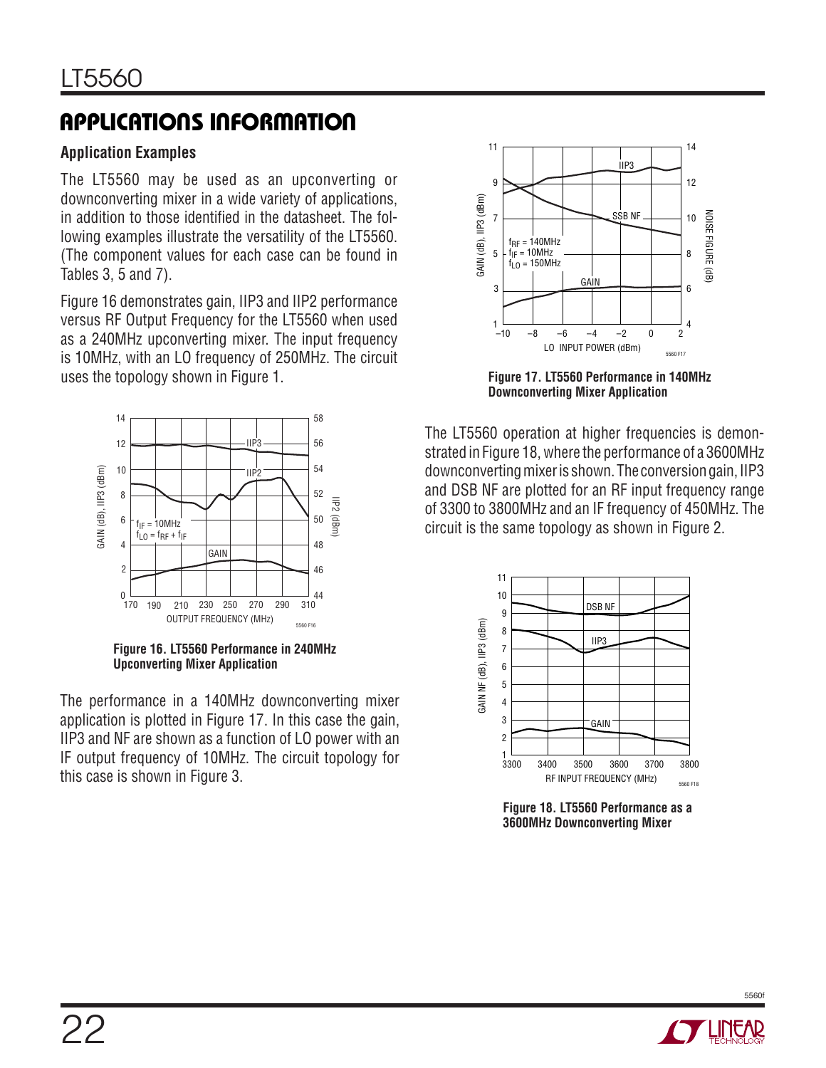## APPLICATIONS INFORMATION

### Application Examples

The LT5560 may be used as an upconverting or downconverting mixer in a wide variety of applications, in addition to those identified in the datasheet. The following examples illustrate the versatility of the LT5560. (The component values for each case can be found in Tables 3, 5 and 7).

Figure 16 demonstrates gain, IIP3 and IIP2 performance versus RF Output Frequency for the LT5560 when used as a 240MHz upconverting mixer. The input frequency is 10MHz, with an LO frequency of 250MHz. The circuit uses the topology shown in Figure 1.

**Figure 16. LT5560 Performance in 240MHz Upconverting Mixer Application**

The performance in a 140MHz downconverting mixer application is plotted in Figure 17. In this case the gain, IIP3 and NF are shown as a function of LO power with an IF output frequency of 10MHz. The circuit topology for this case is shown in Figure 3.

**Figure 17. LT5560 Performance in 140MHz Downconverting Mixer Application**

The LT5560 operation at higher frequencies is demonstrated in Figure 18, where the performance of a 3600MHz downconverting mixer is shown. The conversion gain, IIP3 and DSB NF are plotted for an RF input frequency range of 3300 to 3800MHz and an IF frequency of 450MHz. The circuit is the same topology as shown in Figure 2.

**Figure 18. LT5560 Performance as a 3600MHz Downconverting Mixer**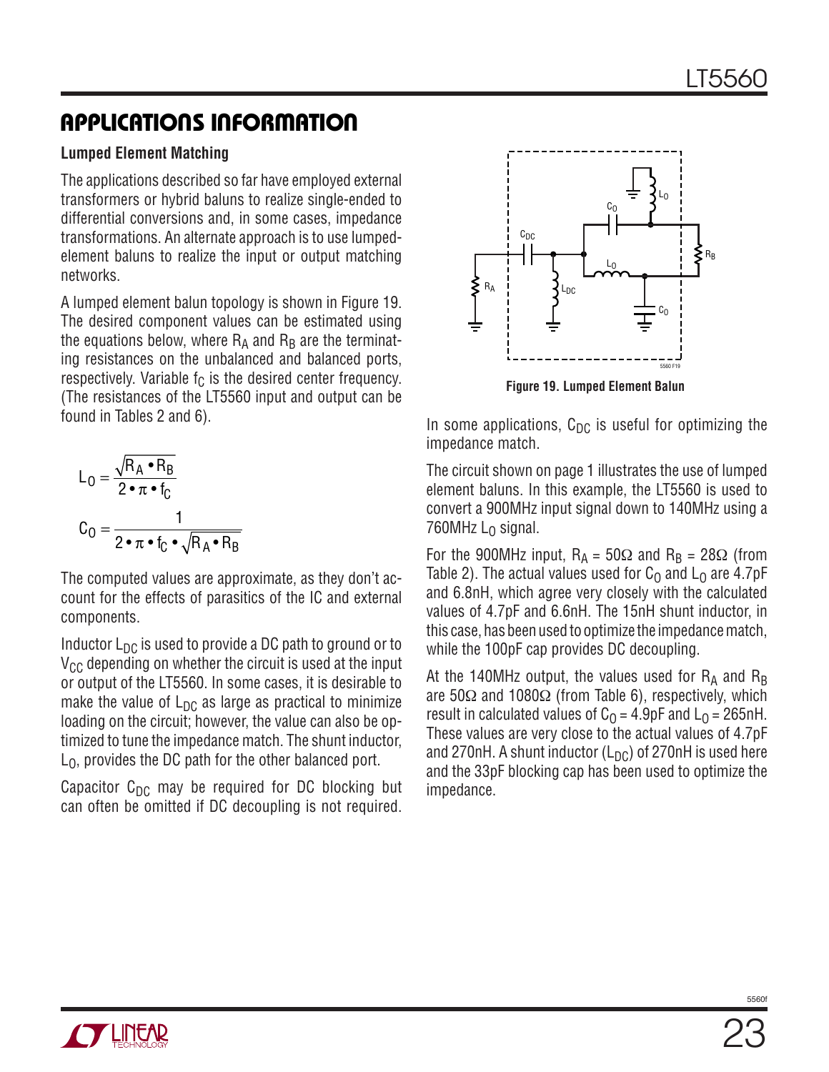## APPLICATIONS INFORMATION

### Lumped Element Matching

The applications described so far have employed external transformers or hybrid baluns to realize single-ended to differential conversions and, in some cases, impedance transformations. An alternate approach is to use lumped-element baluns to realize the input or output matching networks.

A lumped element balun topology is shown in Figure 19. The desired component values can be estimated using the equations below, where $R_A$ and $R_B$ are the terminating resistances on the unbalanced and balanced ports, respectively. Variable $f_C$ is the desired center frequency. (The resistances of the LT5560 input and output can be found in Tables 2 and 6).

$$L_0 = \frac{\sqrt{R_A \bullet R_B}}{2 \bullet \pi \bullet f_C}$$

$$C_0 = \frac{1}{2 \bullet \pi \bullet f_C \bullet \sqrt{R_A \bullet R_B}}$$

The computed values are approximate, as they don't account for the effects of parasitics of the IC and external components.

Inductor $L_{DC}$ is used to provide a DC path to ground or to $V_{CC}$ depending on whether the circuit is used at the input or output of the LT5560. In some cases, it is desirable to make the value of $L_{DC}$ as large as practical to minimize loading on the circuit; however, the value can also be optimized to tune the impedance match. The shunt inductor, $L_0$, provides the DC path for the other balanced port.

Capacitor $C_{DC}$ may be required for DC blocking but can often be omitted if DC decoupling is not required.

**Figure 19. Lumped Element Balun**

In some applications, $C_{DC}$ is useful for optimizing the impedance match.

The circuit shown on page 1 illustrates the use of lumped element baluns. In this example, the LT5560 is used to convert a 900MHz input signal down to 140MHz using a 760MHz $L_O$ signal.

For the 900MHz input, $R_A$ = 50Ω and $R_B$ = 28Ω (from Table 2). The actual values used for $C_0$ and $L_0$ are 4.7pF and 6.8nH, which agree very closely with the calculated values of 4.7pF and 6.6nH. The 15nH shunt inductor, in this case, has been used to optimize the impedance match, while the 100pF cap provides DC decoupling.

At the 140MHz output, the values used for $R_A$ and $R_B$ are 50Ω and 1080Ω (from Table 6), respectively, which result in calculated values of $C_0$ = 4.9pF and $L_0$ = 265nH. These values are very close to the actual values of 4.7pF and 270nH. A shunt inductor ($L_{DC}$) of 270nH is used here and the 33pF blocking cap has been used to optimize the impedance.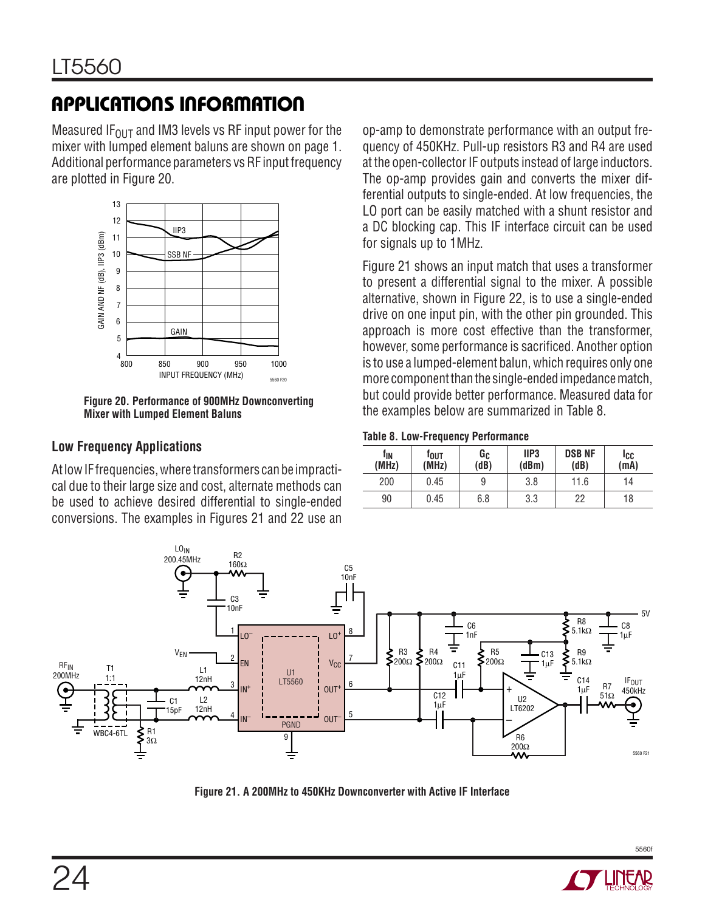## APPLICATIONS INFORMATION

Measured $IF_{OUT}$ and IM3 levels vs RF input power for the mixer with lumped element baluns are shown on page 1. Additional performance parameters vs RF input frequency are plotted in Figure 20.

**Figure 20. Performance of 900MHz Downconverting Mixer with Lumped Element Baluns**

### Low Frequency Applications

At low IF frequencies, where transformers can be impractical due to their large size and cost, alternate methods can be used to achieve desired differential to single-ended conversions. The examples in Figures 21 and 22 use an op-amp to demonstrate performance with an output frequency of 450KHz. Pull-up resistors R3 and R4 are used at the open-collector IF outputs instead of large inductors. The op-amp provides gain and converts the mixer differential outputs to single-ended. At low frequencies, the LO port can be easily matched with a shunt resistor and a DC blocking cap. This IF interface circuit can be used for signals up to 1MHz.

Figure 21 shows an input match that uses a transformer to present a differential signal to the mixer. A possible alternative, shown in Figure 22, is to use a single-ended drive on one input pin, with the other pin grounded. This approach is more cost effective than the transformer, however, some performance is sacrificed. Another option is to use a lumped-element balun, which requires only one more component than the single-ended impedance match, but could provide better performance. Measured data for the examples below are summarized in Table 8.

**Table 8. Low-Frequency Performance**

| $f_{IN}$ (MHz) | $f_{OUT}$ (MHz) | $G_C$ (dB) | IIP3 (dBm) | DSB NF (dB) | $I_{CC}$ (mA) |
|---|---|---|---|---|---|
| 200 | 0.45 | 9 | 3.8 | 11.6 | 14 |
| 90 | 0.45 | 6.8 | 3.3 | 22 | 18 |

**Figure 21. A 200MHz to 450KHz Downconverter with Active IF Interface**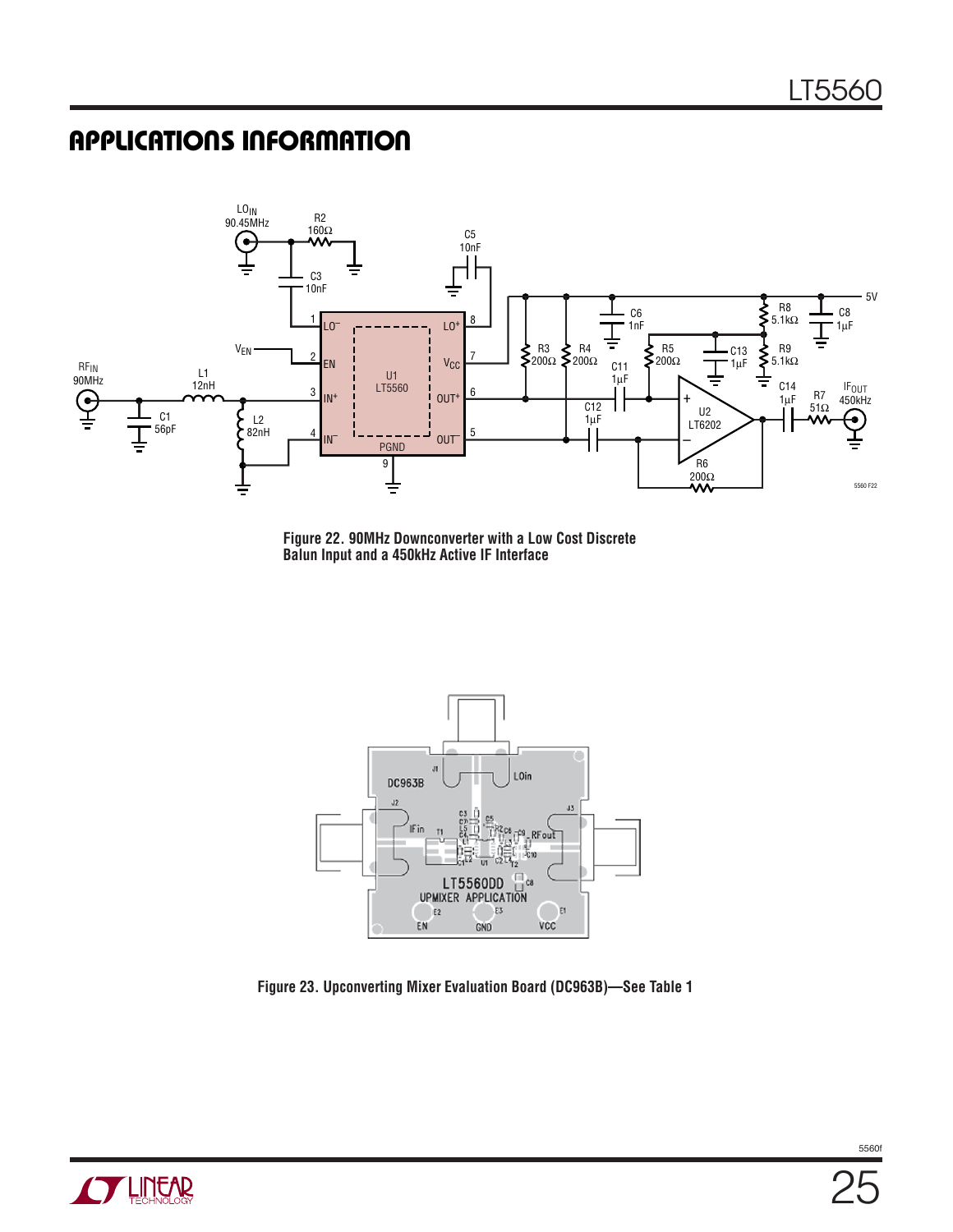## APPLICATIONS INFORMATION

Figure 22. 90MHz Downconverter with a Low Cost Discrete Balun Input and a 450kHz Active IF Interface

Figure 23. Upconverting Mixer Evaluation Board (DC963B)—See Table 1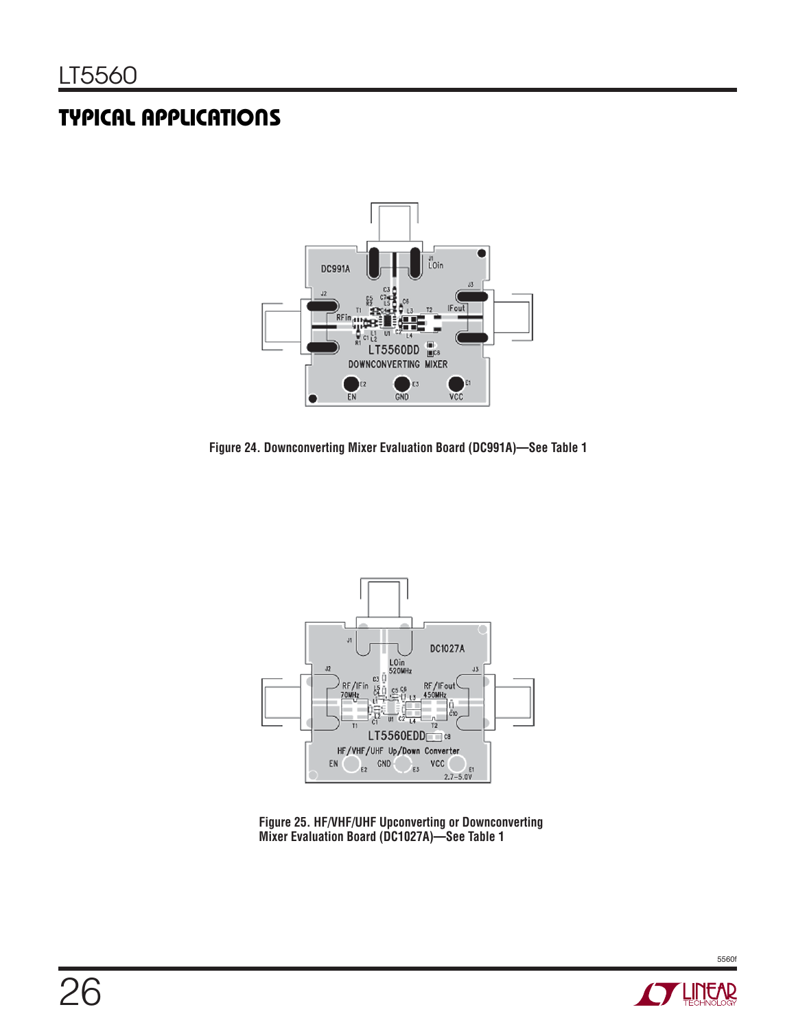## TYPICAL APPLICATIONS

Figure 24. Downconverting Mixer Evaluation Board (DC991A)—See Table 1

Figure 25. HF/VHF/UHF Upconverting or Downconverting Mixer Evaluation Board (DC1027A)—See Table 1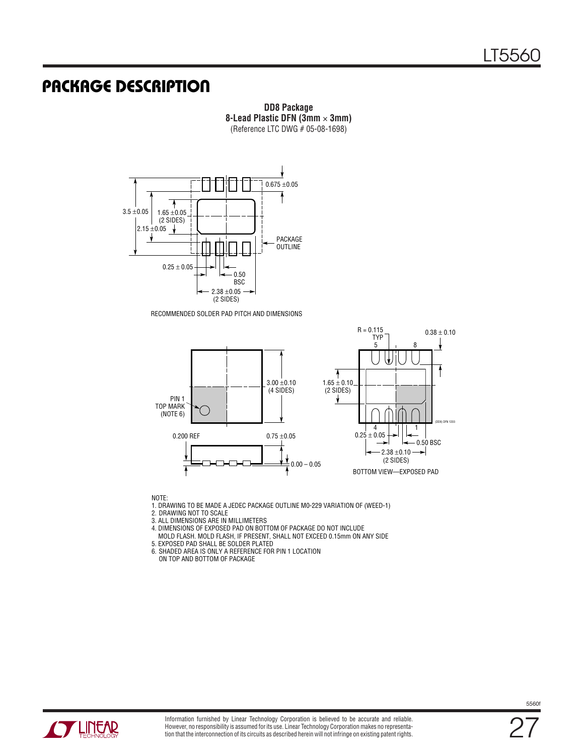## PACKAGE DESCRIPTION

**DD8 Package**
**8-Lead Plastic DFN (3mm × 3mm)**
(Reference LTC DWG # 05-08-1698)

3.5 ±0.05
1.65 ±0.05 (2 SIDES)
2.15 ±0.05
0.675 ±0.05
PACKAGE OUTLINE
0.25 ± 0.05
0.50 BSC
2.38 ±0.05 (2 SIDES)

RECOMMENDED SOLDER PAD PITCH AND DIMENSIONS

PIN 1 TOP MARK (NOTE 6)
3.00 ±0.10 (4 SIDES)
0.200 REF
0.75 ±0.05
0.00 – 0.05

R = 0.115 TYP
0.38 ± 0.10
1.65 ± 0.10 (2 SIDES)
0.25 ± 0.05
0.50 BSC
2.38 ±0.10 (2 SIDES)

BOTTOM VIEW—EXPOSED PAD

(DD8) DFN 1203

NOTE:
1. DRAWING TO BE MADE A JEDEC PACKAGE OUTLINE M0-229 VARIATION OF (WEED-1)
2. DRAWING NOT TO SCALE
3. ALL DIMENSIONS ARE IN MILLIMETERS
4. DIMENSIONS OF EXPOSED PAD ON BOTTOM OF PACKAGE DO NOT INCLUDE MOLD FLASH. MOLD FLASH, IF PRESENT, SHALL NOT EXCEED 0.15mm ON ANY SIDE
5. EXPOSED PAD SHALL BE SOLDER PLATED
6. SHADED AREA IS ONLY A REFERENCE FOR PIN 1 LOCATION ON TOP AND BOTTOM OF PACKAGE

Information furnished by Linear Technology Corporation is believed to be accurate and reliable. However, no responsibility is assumed for its use. Linear Technology Corporation makes no representation that the interconnection of its circuits as described herein will not infringe on existing patent rights.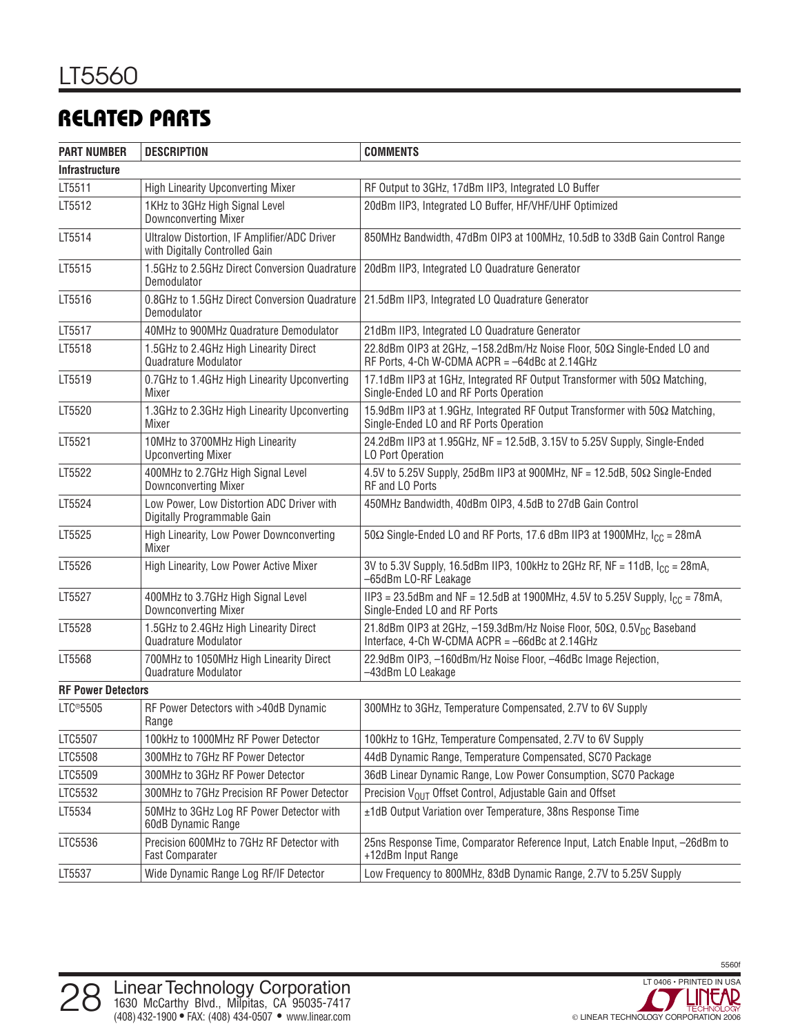## RELATED PARTS

| PART NUMBER | DESCRIPTION | COMMENTS |
|---|---|---|
| **Infrastructure** | | |
| LT5511 | High Linearity Upconverting Mixer | RF Output to 3GHz, 17dBm IIP3, Integrated LO Buffer |
| LT5512 | 1KHz to 3GHz High Signal Level Downconverting Mixer | 20dBm IIP3, Integrated LO Buffer, HF/VHF/UHF Optimized |
| LT5514 | Ultralow Distortion, IF Amplifier/ADC Driver with Digitally Controlled Gain | 850MHz Bandwidth, 47dBm OIP3 at 100MHz, 10.5dB to 33dB Gain Control Range |
| LT5515 | 1.5GHz to 2.5GHz Direct Conversion Quadrature Demodulator | 20dBm IIP3, Integrated LO Quadrature Generator |
| LT5516 | 0.8GHz to 1.5GHz Direct Conversion Quadrature Demodulator | 21.5dBm IIP3, Integrated LO Quadrature Generator |
| LT5517 | 40MHz to 900MHz Quadrature Demodulator | 21dBm IIP3, Integrated LO Quadrature Generator |
| LT5518 | 1.5GHz to 2.4GHz High Linearity Direct Quadrature Modulator | 22.8dBm OIP3 at 2GHz, –158.2dBm/Hz Noise Floor, 50Ω Single-Ended LO and RF Ports, 4-Ch W-CDMA ACPR = –64dBc at 2.14GHz |
| LT5519 | 0.7GHz to 1.4GHz High Linearity Upconverting Mixer | 17.1dBm IIP3 at 1GHz, Integrated RF Output Transformer with 50Ω Matching, Single-Ended LO and RF Ports Operation |
| LT5520 | 1.3GHz to 2.3GHz High Linearity Upconverting Mixer | 15.9dBm IIP3 at 1.9GHz, Integrated RF Output Transformer with 50Ω Matching, Single-Ended LO and RF Ports Operation |
| LT5521 | 10MHz to 3700MHz High Linearity Upconverting Mixer | 24.2dBm IIP3 at 1.95GHz, NF = 12.5dB, 3.15V to 5.25V Supply, Single-Ended LO Port Operation |
| LT5522 | 400MHz to 2.7GHz High Signal Level Downconverting Mixer | 4.5V to 5.25V Supply, 25dBm IIP3 at 900MHz, NF = 12.5dB, 50Ω Single-Ended RF and LO Ports |
| LT5524 | Low Power, Low Distortion ADC Driver with Digitally Programmable Gain | 450MHz Bandwidth, 40dBm OIP3, 4.5dB to 27dB Gain Control |
| LT5525 | High Linearity, Low Power Downconverting Mixer | 50Ω Single-Ended LO and RF Ports, 17.6 dBm IIP3 at 1900MHz, $I_{CC}$ = 28mA |
| LT5526 | High Linearity, Low Power Active Mixer | 3V to 5.3V Supply, 16.5dBm IIP3, 100kHz to 2GHz RF, NF = 11dB, $I_{CC}$ = 28mA, –65dBm LO-RF Leakage |
| LT5527 | 400MHz to 3.7GHz High Signal Level Downconverting Mixer | IIP3 = 23.5dBm and NF = 12.5dB at 1900MHz, 4.5V to 5.25V Supply, $I_{CC}$ = 78mA, Single-Ended LO and RF Ports |
| LT5528 | 1.5GHz to 2.4GHz High Linearity Direct Quadrature Modulator | 21.8dBm OIP3 at 2GHz, –159.3dBm/Hz Noise Floor, 50Ω, $0.5V_{DC}$ Baseband Interface, 4-Ch W-CDMA ACPR = –66dBc at 2.14GHz |
| LT5568 | 700MHz to 1050MHz High Linearity Direct Quadrature Modulator | 22.9dBm OIP3, –160dBm/Hz Noise Floor, –46dBc Image Rejection, –43dBm LO Leakage |
| **RF Power Detectors** | | |
| LTC®5505 | RF Power Detectors with >40dB Dynamic Range | 300MHz to 3GHz, Temperature Compensated, 2.7V to 6V Supply |
| LTC5507 | 100kHz to 1000MHz RF Power Detector | 100kHz to 1GHz, Temperature Compensated, 2.7V to 6V Supply |
| LTC5508 | 300MHz to 7GHz RF Power Detector | 44dB Dynamic Range, Temperature Compensated, SC70 Package |
| LTC5509 | 300MHz to 3GHz RF Power Detector | 36dB Linear Dynamic Range, Low Power Consumption, SC70 Package |
| LTC5532 | 300MHz to 7GHz Precision RF Power Detector | Precision $V_{OUT}$ Offset Control, Adjustable Gain and Offset |
| LT5534 | 50MHz to 3GHz Log RF Power Detector with 60dB Dynamic Range | ±1dB Output Variation over Temperature, 38ns Response Time |
| LTC5536 | Precision 600MHz to 7GHz RF Detector with Fast Comparater | 25ns Response Time, Comparator Reference Input, Latch Enable Input, –26dBm to +12dBm Input Range |
| LT5537 | Wide Dynamic Range Log RF/IF Detector | Low Frequency to 800MHz, 83dB Dynamic Range, 2.7V to 5.25V Supply |

Linear Technology Corporation
1630 McCarthy Blvd., Milpitas, CA 95035-7417
(408) 432-1900 • FAX: (408) 434-0507 • www.linear.com

LT 0406 • PRINTED IN USA
© LINEAR TECHNOLOGY CORPORATION 2006